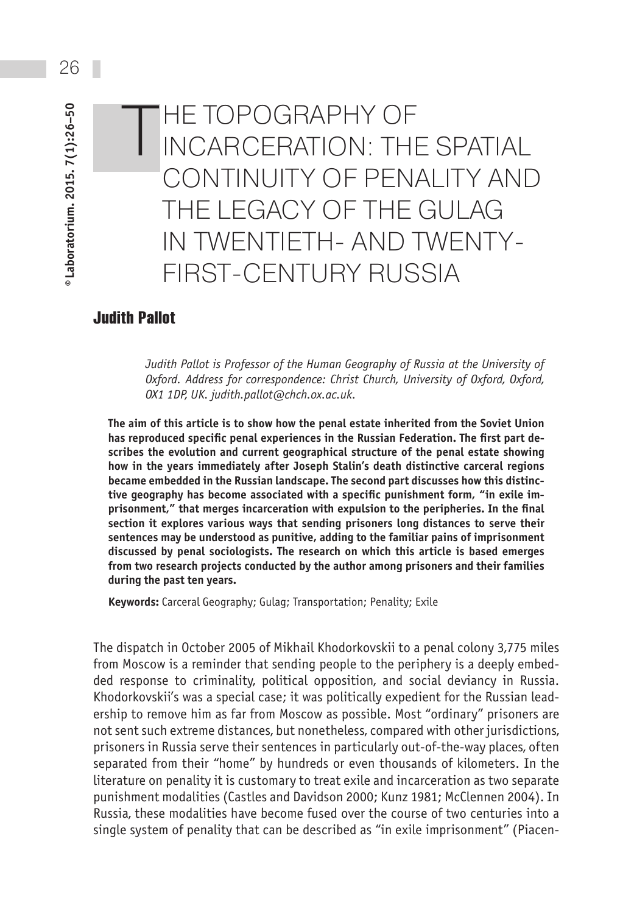# THE TOPOGRAPHY OF INCARCERATION: THE SPATIAL CONTINUITY OF PENALITY AND THE LEGACY OF THE GULAG IN TWENTIETH- AND TWENTY-FIRST-CENTURY RUSSIA

## Judith Pallot

*Judith Pallot is Professor of the Human Geography of Russia at the University of Oxford. Address for correspondence: Christ Church, University of Oxford, Oxford, OX1 1DP, UK. judith.pallot@chch.ox.ac.uk.*

**The aim of this article is to show how the penal estate inherited from the Soviet Union has reproduced specific penal experiences in the Russian Federation. The first part describes the evolution and current geographical structure of the penal estate showing how in the years immediately after Joseph Stalin's death distinctive carceral regions became embedded in the Russian landscape. The second part discusses how this distinctive geography has become associated with a specific punishment form, "in exile imprisonment," that merges incarceration with expulsion to the peripheries. In the final section it explores various ways that sending prisoners long distances to serve their sentences may be understood as punitive, adding to the familiar pains of imprisonment discussed by penal sociologists. The research on which this article is based emerges from two research projects conducted by the author among prisoners and their families during the past ten years.**

**Keywords:** Carceral Geography; Gulag; Transportation; Penality; Exile

The dispatch in October 2005 of Mikhail Khodorkovskii to a penal colony 3,775 miles from Moscow is a reminder that sending people to the periphery is a deeply embedded response to criminality, political opposition, and social deviancy in Russia. Khodorkovskii's was a special case; it was politically expedient for the Russian leadership to remove him as far from Moscow as possible. Most "ordinary" prisoners are not sent such extreme distances, but nonetheless, compared with other jurisdictions, prisoners in Russia serve their sentences in particularly out-of-the-way places, often separated from their "home" by hundreds or even thousands of kilometers. In the literature on penality it is customary to treat exile and incarceration as two separate punishment modalities (Castles and Davidson 2000; Kunz 1981; McClennen 2004). In Russia, these modalities have become fused over the course of two centuries into a single system of penality that can be described as "in exile imprisonment" (Piacen-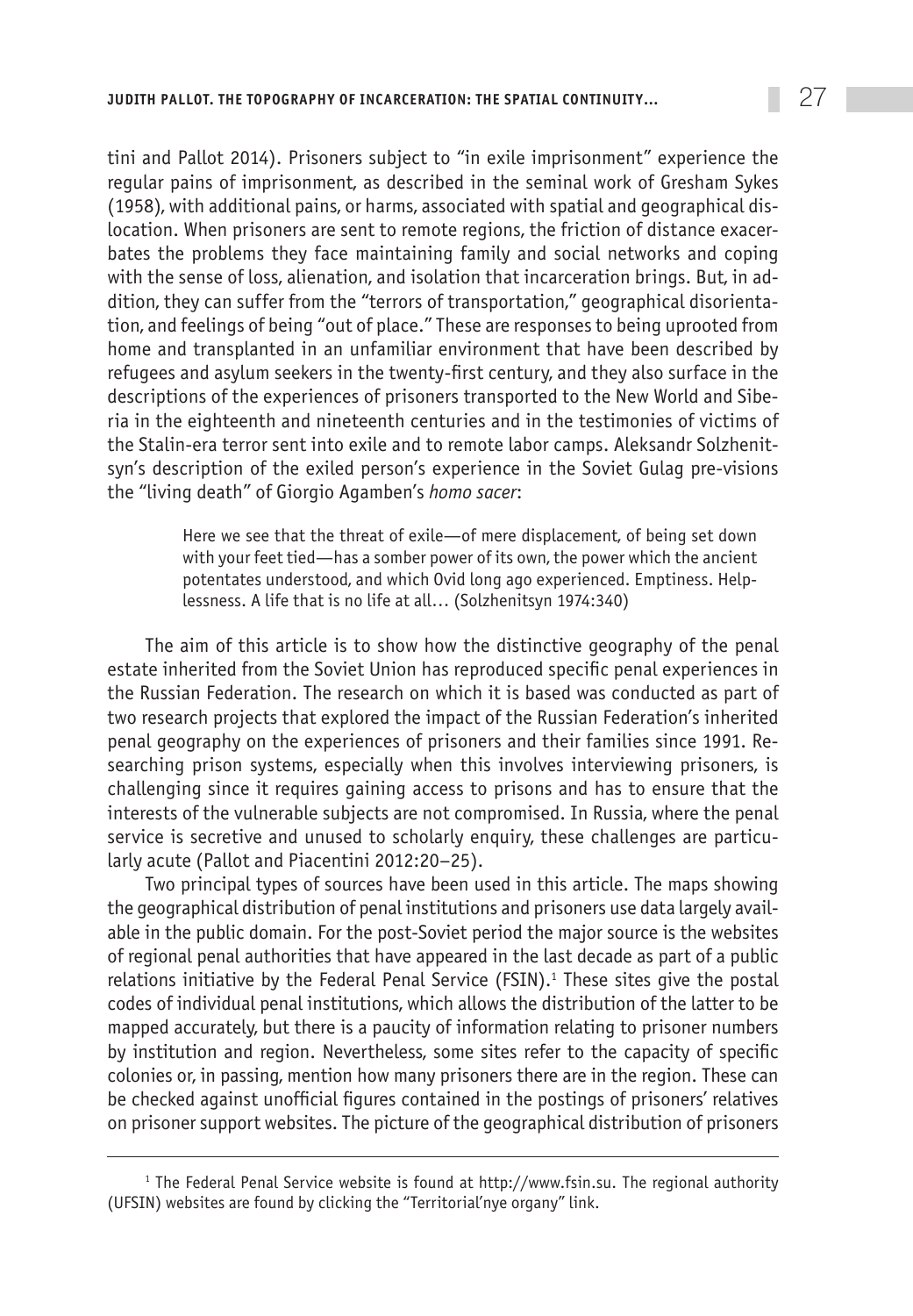tini and Pallot 2014). Prisoners subject to "in exile imprisonment" experience the regular pains of imprisonment, as described in the seminal work of Gresham Sykes (1958), with additional pains, or harms, associated with spatial and geographical dislocation. When prisoners are sent to remote regions, the friction of distance exacerbates the problems they face maintaining family and social networks and coping with the sense of loss, alienation, and isolation that incarceration brings. But, in addition, they can suffer from the "terrors of transportation," geographical disorientation, and feelings of being "out of place." These are responses to being uprooted from home and transplanted in an unfamiliar environment that have been described by refugees and asylum seekers in the twenty-first century, and they also surface in the descriptions of the experiences of prisoners transported to the New World and Siberia in the eighteenth and nineteenth centuries and in the testimonies of victims of the Stalin-era terror sent into exile and to remote labor camps. Aleksandr Solzhenitsyn's description of the exiled person's experience in the Soviet Gulag pre-visions the "living death" of Giorgio Agamben's *homo sacer*:

> Here we see that the threat of exile—of mere displacement, of being set down with your feet tied—has a somber power of its own, the power which the ancient potentates understood, and which Ovid long ago experienced. Emptiness. Helplessness. A life that is no life at all… (Solzhenitsyn 1974:340)

The aim of this article is to show how the distinctive geography of the penal estate inherited from the Soviet Union has reproduced specific penal experiences in the Russian Federation. The research on which it is based was conducted as part of two research projects that explored the impact of the Russian Federation's inherited penal geography on the experiences of prisoners and their families since 1991. Researching prison systems, especially when this involves interviewing prisoners, is challenging since it requires gaining access to prisons and has to ensure that the interests of the vulnerable subjects are not compromised. In Russia, where the penal service is secretive and unused to scholarly enquiry, these challenges are particularly acute (Pallot and Piacentini 2012:20–25).

Two principal types of sources have been used in this article. The maps showing the geographical distribution of penal institutions and prisoners use data largely available in the public domain. For the post-Soviet period the major source is the websites of regional penal authorities that have appeared in the last decade as part of a public relations initiative by the Federal Penal Service (FSIN).[1] These sites give the postal codes of individual penal institutions, which allows the distribution of the latter to be mapped accurately, but there is a paucity of information relating to prisoner numbers by institution and region. Nevertheless, some sites refer to the capacity of specific colonies or, in passing, mention how many prisoners there are in the region. These can be checked against unofficial figures contained in the postings of prisoners' relatives on prisoner support websites. The picture of the geographical distribution of prisoners

---

[1] The Federal Penal Service website is found at http://www.fsin.su. The regional authority (UFSIN) websites are found by clicking the "Territorial'nye organy" link.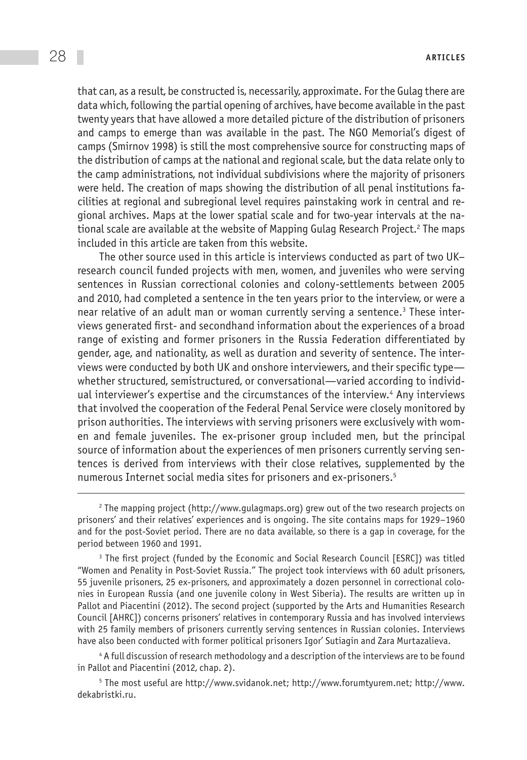that can, as a result, be constructed is, necessarily, approximate. For the Gulag there are data which, following the partial opening of archives, have become available in the past twenty years that have allowed a more detailed picture of the distribution of prisoners and camps to emerge than was available in the past. The NGO Memorial's digest of camps (Smirnov 1998) is still the most comprehensive source for constructing maps of the distribution of camps at the national and regional scale, but the data relate only to the camp administrations, not individual subdivisions where the majority of prisoners were held. The creation of maps showing the distribution of all penal institutions facilities at regional and subregional level requires painstaking work in central and regional archives. Maps at the lower spatial scale and for two-year intervals at the national scale are available at the website of Mapping Gulag Research Project.[2] The maps included in this article are taken from this website.

The other source used in this article is interviews conducted as part of two UK–research council funded projects with men, women, and juveniles who were serving sentences in Russian correctional colonies and colony-settlements between 2005 and 2010, had completed a sentence in the ten years prior to the interview, or were a near relative of an adult man or woman currently serving a sentence.[3] These interviews generated first- and secondhand information about the experiences of a broad range of existing and former prisoners in the Russia Federation differentiated by gender, age, and nationality, as well as duration and severity of sentence. The interviews were conducted by both UK and onshore interviewers, and their specific type—whether structured, semistructured, or conversational—varied according to individual interviewer's expertise and the circumstances of the interview.[4] Any interviews that involved the cooperation of the Federal Penal Service were closely monitored by prison authorities. The interviews with serving prisoners were exclusively with women and female juveniles. The ex-prisoner group included men, but the principal source of information about the experiences of men prisoners currently serving sentences is derived from interviews with their close relatives, supplemented by the numerous Internet social media sites for prisoners and ex-prisoners.[5]

---

[2] The mapping project (http://www.gulagmaps.org) grew out of the two research projects on prisoners' and their relatives' experiences and is ongoing. The site contains maps for 1929–1960 and for the post-Soviet period. There are no data available, so there is a gap in coverage, for the period between 1960 and 1991.

[3] The first project (funded by the Economic and Social Research Council [ESRC]) was titled "Women and Penality in Post-Soviet Russia." The project took interviews with 60 adult prisoners, 55 juvenile prisoners, 25 ex-prisoners, and approximately a dozen personnel in correctional colonies in European Russia (and one juvenile colony in West Siberia). The results are written up in Pallot and Piacentini (2012). The second project (supported by the Arts and Humanities Research Council [AHRC]) concerns prisoners' relatives in contemporary Russia and has involved interviews with 25 family members of prisoners currently serving sentences in Russian colonies. Interviews have also been conducted with former political prisoners Igor' Sutiagin and Zara Murtazalieva.

[4] A full discussion of research methodology and a description of the interviews are to be found in Pallot and Piacentini (2012, chap. 2).

[5] The most useful are http://www.svidanok.net; http://www.forumtyurem.net; http://www.dekabristki.ru.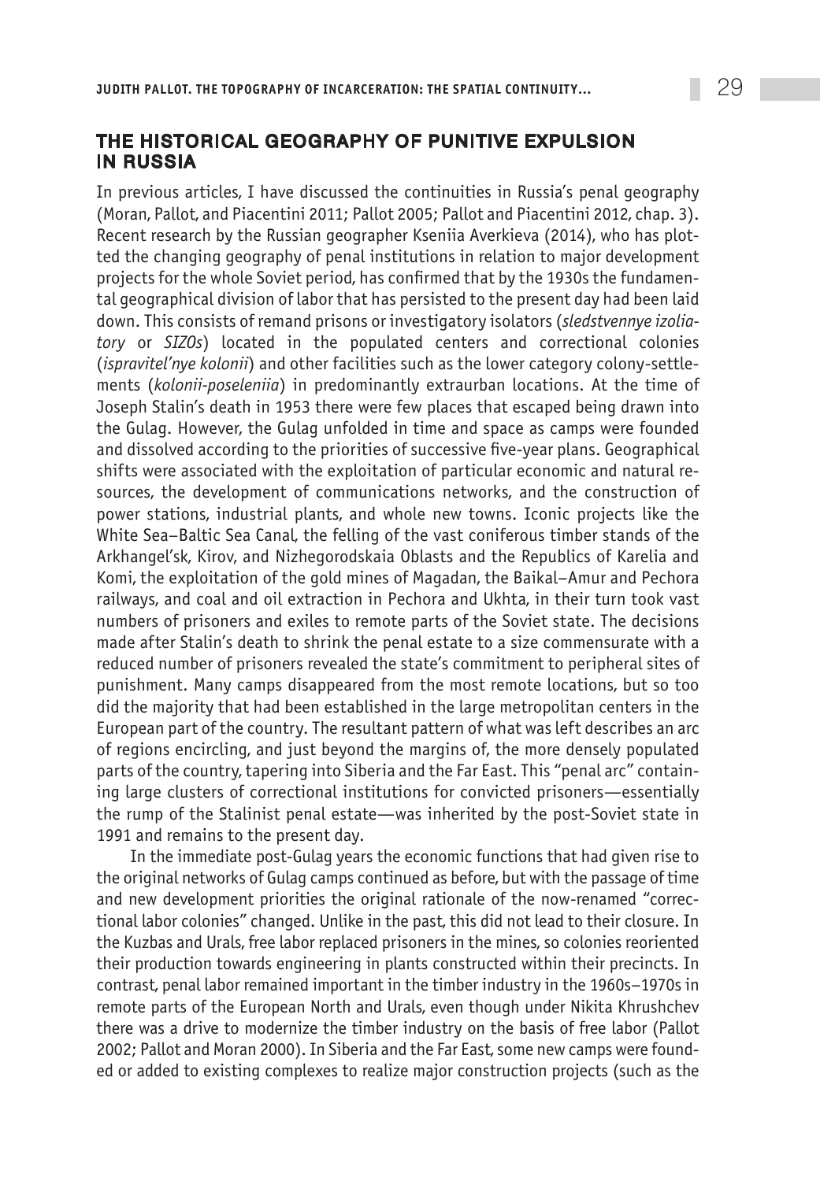## THE HISTORICAL GEOGRAPHY OF PUNITIVE EXPULSION IN RUSSIA

In previous articles, I have discussed the continuities in Russia's penal geography (Moran, Pallot, and Piacentini 2011; Pallot 2005; Pallot and Piacentini 2012, chap. 3). Recent research by the Russian geographer Kseniia Averkieva (2014), who has plotted the changing geography of penal institutions in relation to major development projects for the whole Soviet period, has confirmed that by the 1930s the fundamental geographical division of labor that has persisted to the present day had been laid down. This consists of remand prisons or investigatory isolators (*sledstvennye izoliatory* or *SIZOs*) located in the populated centers and correctional colonies (*ispravitel'nye kolonii*) and other facilities such as the lower category colony-settlements (*kolonii-poseleniia*) in predominantly extraurban locations. At the time of Joseph Stalin's death in 1953 there were few places that escaped being drawn into the Gulag. However, the Gulag unfolded in time and space as camps were founded and dissolved according to the priorities of successive five-year plans. Geographical shifts were associated with the exploitation of particular economic and natural resources, the development of communications networks, and the construction of power stations, industrial plants, and whole new towns. Iconic projects like the White Sea–Baltic Sea Canal, the felling of the vast coniferous timber stands of the Arkhangel'sk, Kirov, and Nizhegorodskaia Oblasts and the Republics of Karelia and Komi, the exploitation of the gold mines of Magadan, the Baikal–Amur and Pechora railways, and coal and oil extraction in Pechora and Ukhta, in their turn took vast numbers of prisoners and exiles to remote parts of the Soviet state. The decisions made after Stalin's death to shrink the penal estate to a size commensurate with a reduced number of prisoners revealed the state's commitment to peripheral sites of punishment. Many camps disappeared from the most remote locations, but so too did the majority that had been established in the large metropolitan centers in the European part of the country. The resultant pattern of what was left describes an arc of regions encircling, and just beyond the margins of, the more densely populated parts of the country, tapering into Siberia and the Far East. This "penal arc" containing large clusters of correctional institutions for convicted prisoners—essentially the rump of the Stalinist penal estate—was inherited by the post-Soviet state in 1991 and remains to the present day.

In the immediate post-Gulag years the economic functions that had given rise to the original networks of Gulag camps continued as before, but with the passage of time and new development priorities the original rationale of the now-renamed "correctional labor colonies" changed. Unlike in the past, this did not lead to their closure. In the Kuzbas and Urals, free labor replaced prisoners in the mines, so colonies reoriented their production towards engineering in plants constructed within their precincts. In contrast, penal labor remained important in the timber industry in the 1960s–1970s in remote parts of the European North and Urals, even though under Nikita Khrushchev there was a drive to modernize the timber industry on the basis of free labor (Pallot 2002; Pallot and Moran 2000). In Siberia and the Far East, some new camps were founded or added to existing complexes to realize major construction projects (such as the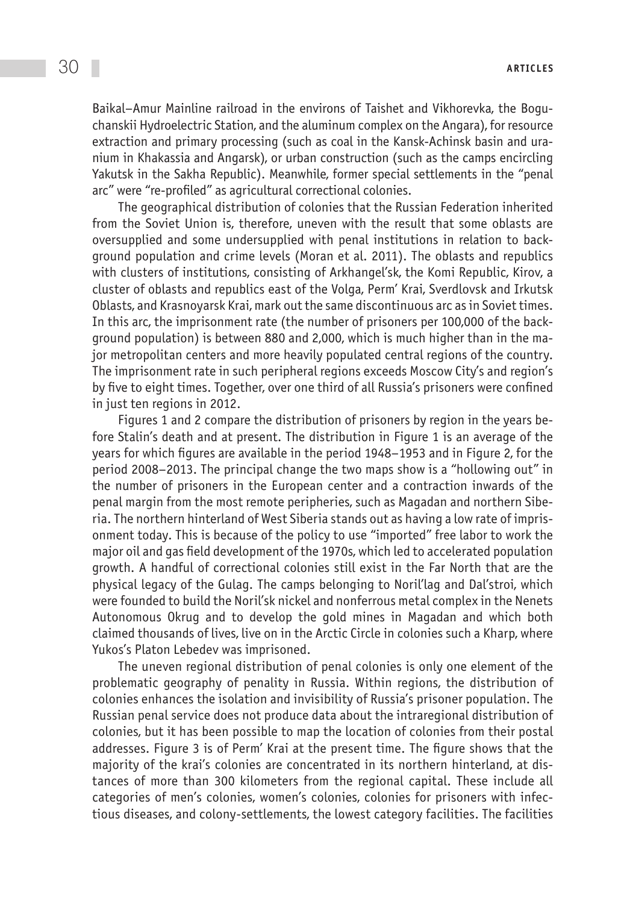Baikal–Amur Mainline railroad in the environs of Taishet and Vikhorevka, the Boguchanskii Hydroelectric Station, and the aluminum complex on the Angara), for resource extraction and primary processing (such as coal in the Kansk-Achinsk basin and uranium in Khakassia and Angarsk), or urban construction (such as the camps encircling Yakutsk in the Sakha Republic). Meanwhile, former special settlements in the "penal arc" were "re-profiled" as agricultural correctional colonies.

The geographical distribution of colonies that the Russian Federation inherited from the Soviet Union is, therefore, uneven with the result that some oblasts are oversupplied and some undersupplied with penal institutions in relation to background population and crime levels (Moran et al. 2011). The oblasts and republics with clusters of institutions, consisting of Arkhangel'sk, the Komi Republic, Kirov, a cluster of oblasts and republics east of the Volga, Perm' Krai, Sverdlovsk and Irkutsk Oblasts, and Krasnoyarsk Krai, mark out the same discontinuous arc as in Soviet times. In this arc, the imprisonment rate (the number of prisoners per 100,000 of the background population) is between 880 and 2,000, which is much higher than in the major metropolitan centers and more heavily populated central regions of the country. The imprisonment rate in such peripheral regions exceeds Moscow City's and region's by five to eight times. Together, over one third of all Russia's prisoners were confined in just ten regions in 2012.

Figures 1 and 2 compare the distribution of prisoners by region in the years before Stalin's death and at present. The distribution in Figure 1 is an average of the years for which figures are available in the period 1948–1953 and in Figure 2, for the period 2008–2013. The principal change the two maps show is a "hollowing out" in the number of prisoners in the European center and a contraction inwards of the penal margin from the most remote peripheries, such as Magadan and northern Siberia. The northern hinterland of West Siberia stands out as having a low rate of imprisonment today. This is because of the policy to use "imported" free labor to work the major oil and gas field development of the 1970s, which led to accelerated population growth. A handful of correctional colonies still exist in the Far North that are the physical legacy of the Gulag. The camps belonging to Noril'lag and Dal'stroi, which were founded to build the Noril'sk nickel and nonferrous metal complex in the Nenets Autonomous Okrug and to develop the gold mines in Magadan and which both claimed thousands of lives, live on in the Arctic Circle in colonies such a Kharp, where Yukos's Platon Lebedev was imprisoned.

The uneven regional distribution of penal colonies is only one element of the problematic geography of penality in Russia. Within regions, the distribution of colonies enhances the isolation and invisibility of Russia's prisoner population. The Russian penal service does not produce data about the intraregional distribution of colonies, but it has been possible to map the location of colonies from their postal addresses. Figure 3 is of Perm' Krai at the present time. The figure shows that the majority of the krai's colonies are concentrated in its northern hinterland, at distances of more than 300 kilometers from the regional capital. These include all categories of men's colonies, women's colonies, colonies for prisoners with infectious diseases, and colony-settlements, the lowest category facilities. The facilities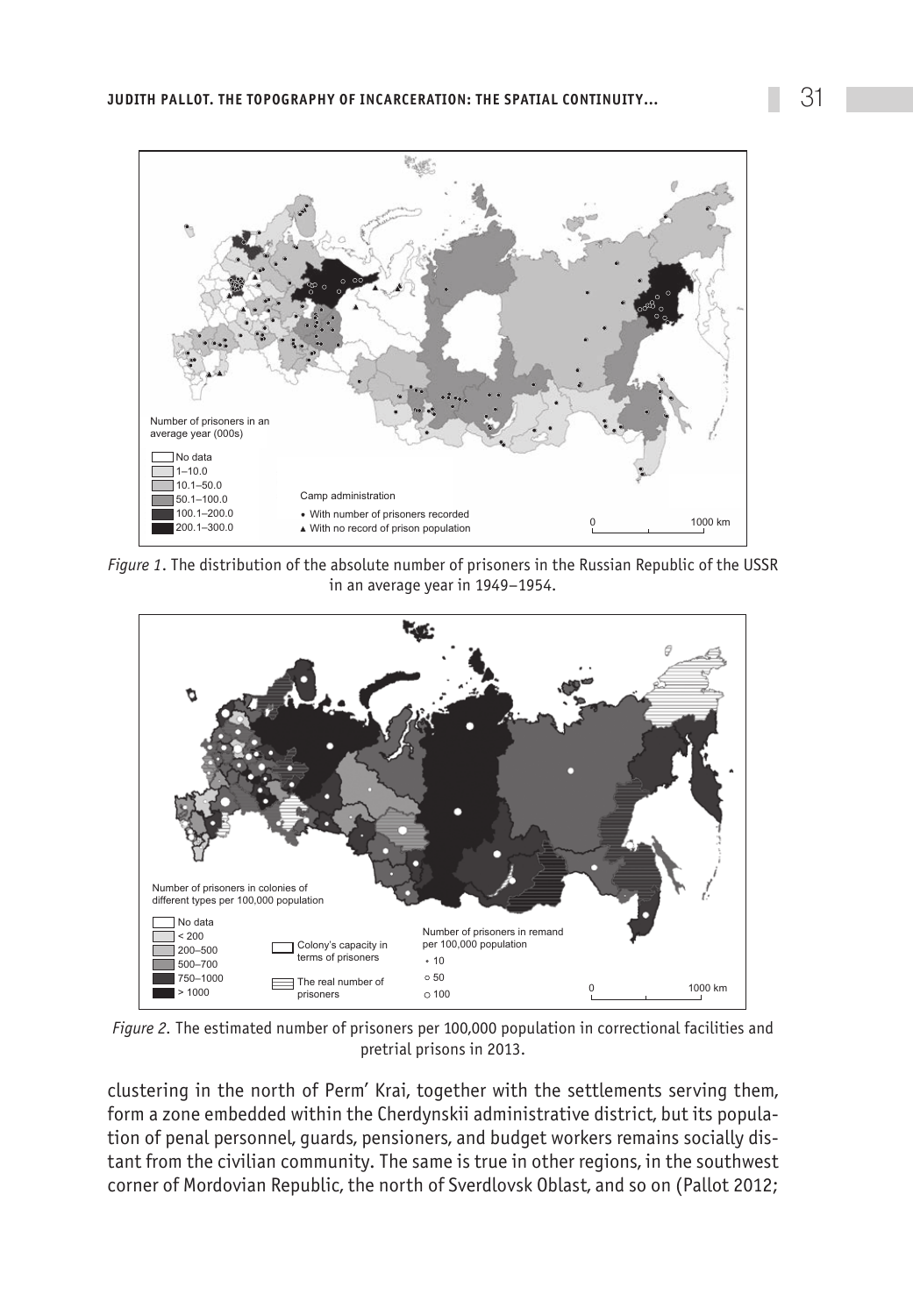*Figure 1*. The distribution of the absolute number of prisoners in the Russian Republic of the USSR in an average year in 1949–1954.

*Figure 2*. The estimated number of prisoners per 100,000 population in correctional facilities and pretrial prisons in 2013.

clustering in the north of Perm' Krai, together with the settlements serving them, form a zone embedded within the Cherdynskii administrative district, but its population of penal personnel, guards, pensioners, and budget workers remains socially distant from the civilian community. The same is true in other regions, in the southwest corner of Mordovian Republic, the north of Sverdlovsk Oblast, and so on (Pallot 2012;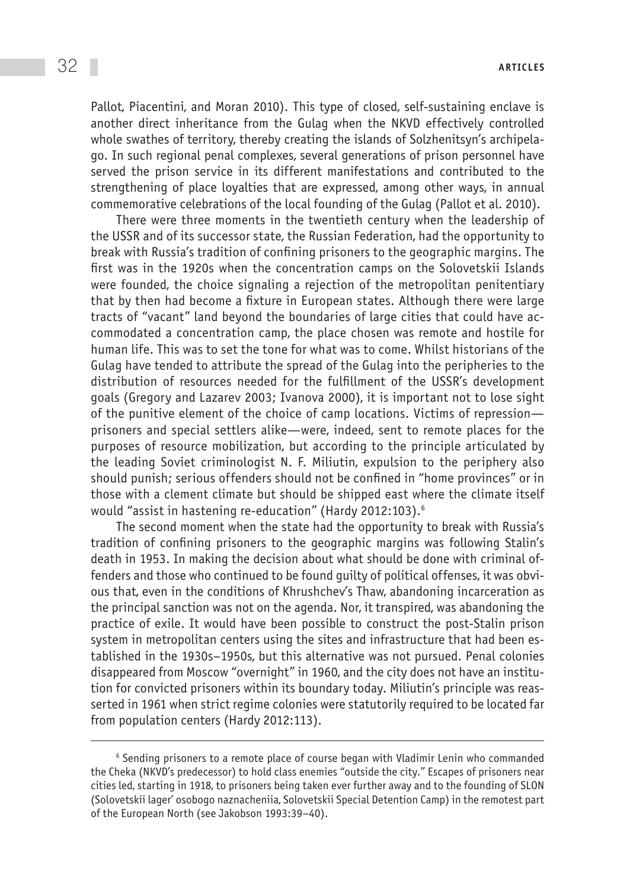Pallot, Piacentini, and Moran 2010). This type of closed, self-sustaining enclave is another direct inheritance from the Gulag when the NKVD effectively controlled whole swathes of territory, thereby creating the islands of Solzhenitsyn's archipelago. In such regional penal complexes, several generations of prison personnel have served the prison service in its different manifestations and contributed to the strengthening of place loyalties that are expressed, among other ways, in annual commemorative celebrations of the local founding of the Gulag (Pallot et al. 2010).

There were three moments in the twentieth century when the leadership of the USSR and of its successor state, the Russian Federation, had the opportunity to break with Russia's tradition of confining prisoners to the geographic margins. The first was in the 1920s when the concentration camps on the Solovetskii Islands were founded, the choice signaling a rejection of the metropolitan penitentiary that by then had become a fixture in European states. Although there were large tracts of "vacant" land beyond the boundaries of large cities that could have accommodated a concentration camp, the place chosen was remote and hostile for human life. This was to set the tone for what was to come. Whilst historians of the Gulag have tended to attribute the spread of the Gulag into the peripheries to the distribution of resources needed for the fulfillment of the USSR's development goals (Gregory and Lazarev 2003; Ivanova 2000), it is important not to lose sight of the punitive element of the choice of camp locations. Victims of repression—prisoners and special settlers alike—were, indeed, sent to remote places for the purposes of resource mobilization, but according to the principle articulated by the leading Soviet criminologist N. F. Miliutin, expulsion to the periphery also should punish; serious offenders should not be confined in "home provinces" or in those with a clement climate but should be shipped east where the climate itself would "assist in hastening re-education" (Hardy 2012:103).[6]

The second moment when the state had the opportunity to break with Russia's tradition of confining prisoners to the geographic margins was following Stalin's death in 1953. In making the decision about what should be done with criminal offenders and those who continued to be found guilty of political offenses, it was obvious that, even in the conditions of Khrushchev's Thaw, abandoning incarceration as the principal sanction was not on the agenda. Nor, it transpired, was abandoning the practice of exile. It would have been possible to construct the post-Stalin prison system in metropolitan centers using the sites and infrastructure that had been established in the 1930s–1950s, but this alternative was not pursued. Penal colonies disappeared from Moscow "overnight" in 1960, and the city does not have an institution for convicted prisoners within its boundary today. Miliutin's principle was reasserted in 1961 when strict regime colonies were statutorily required to be located far from population centers (Hardy 2012:113).

[6] Sending prisoners to a remote place of course began with Vladimir Lenin who commanded the Cheka (NKVD's predecessor) to hold class enemies "outside the city." Escapes of prisoners near cities led, starting in 1918, to prisoners being taken ever further away and to the founding of SLON (Solovetskii lager' osobogo naznacheniia, Solovetskii Special Detention Camp) in the remotest part of the European North (see Jakobson 1993:39–40).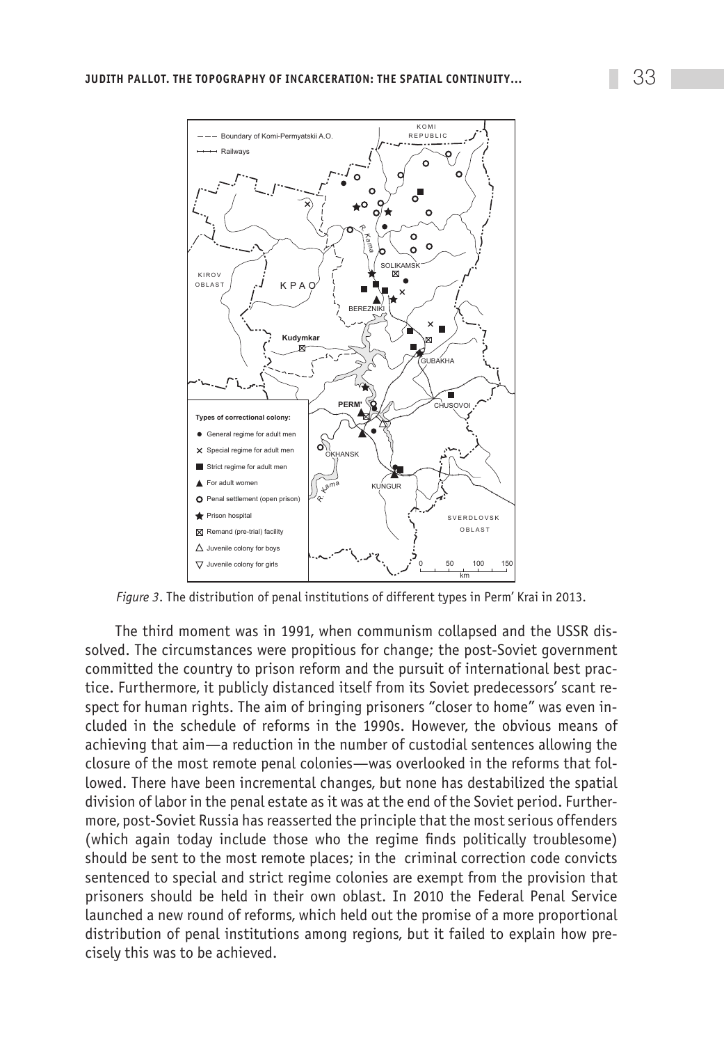*Figure 3*. The distribution of penal institutions of different types in Perm' Krai in 2013.

The third moment was in 1991, when communism collapsed and the USSR dissolved. The circumstances were propitious for change; the post-Soviet government committed the country to prison reform and the pursuit of international best practice. Furthermore, it publicly distanced itself from its Soviet predecessors' scant respect for human rights. The aim of bringing prisoners "closer to home" was even included in the schedule of reforms in the 1990s. However, the obvious means of achieving that aim—a reduction in the number of custodial sentences allowing the closure of the most remote penal colonies—was overlooked in the reforms that followed. There have been incremental changes, but none has destabilized the spatial division of labor in the penal estate as it was at the end of the Soviet period. Furthermore, post-Soviet Russia has reasserted the principle that the most serious offenders (which again today include those who the regime finds politically troublesome) should be sent to the most remote places; in the criminal correction code convicts sentenced to special and strict regime colonies are exempt from the provision that prisoners should be held in their own oblast. In 2010 the Federal Penal Service launched a new round of reforms, which held out the promise of a more proportional distribution of penal institutions among regions, but it failed to explain how precisely this was to be achieved.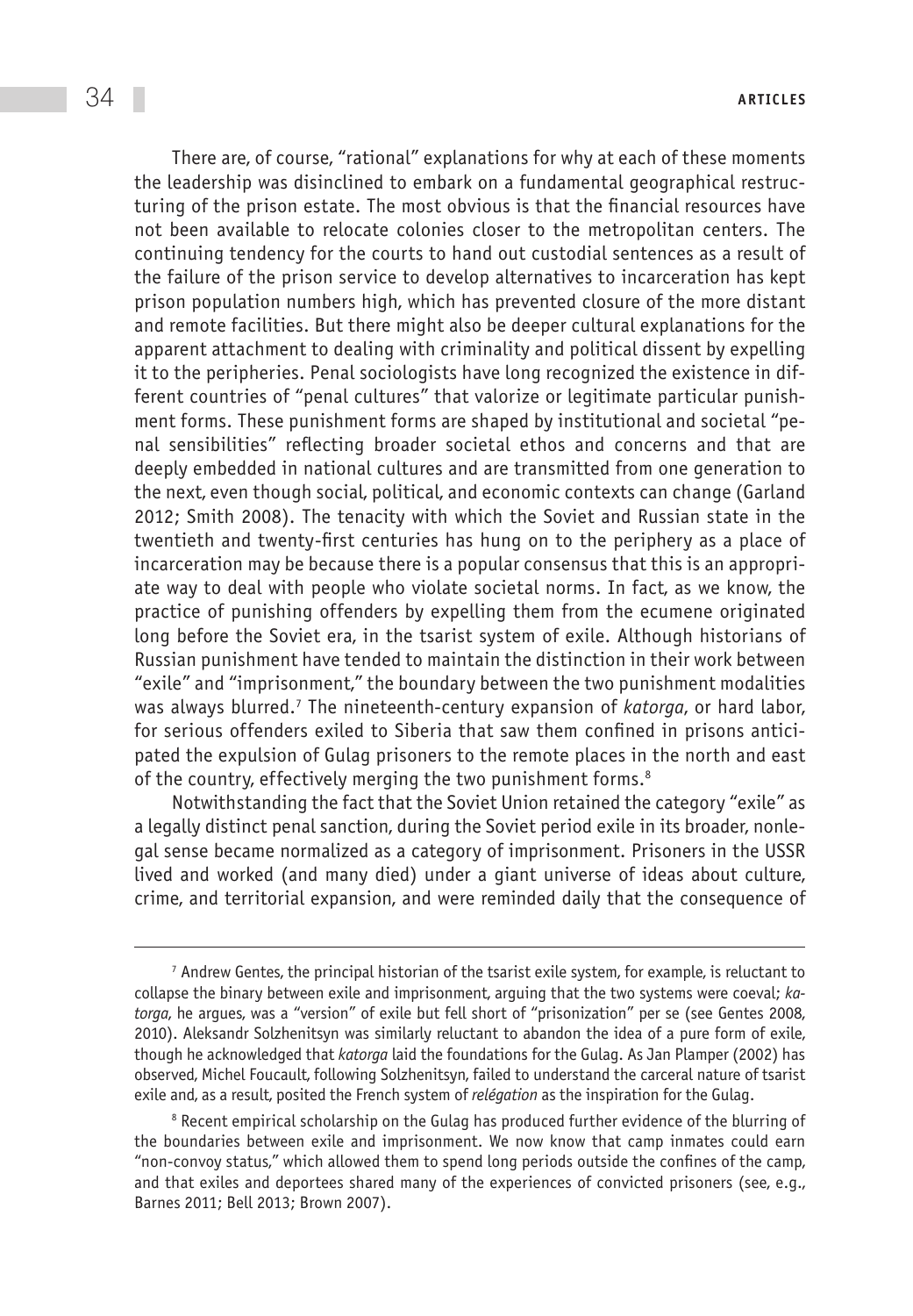There are, of course, "rational" explanations for why at each of these moments the leadership was disinclined to embark on a fundamental geographical restructuring of the prison estate. The most obvious is that the financial resources have not been available to relocate colonies closer to the metropolitan centers. The continuing tendency for the courts to hand out custodial sentences as a result of the failure of the prison service to develop alternatives to incarceration has kept prison population numbers high, which has prevented closure of the more distant and remote facilities. But there might also be deeper cultural explanations for the apparent attachment to dealing with criminality and political dissent by expelling it to the peripheries. Penal sociologists have long recognized the existence in different countries of "penal cultures" that valorize or legitimate particular punishment forms. These punishment forms are shaped by institutional and societal "penal sensibilities" reflecting broader societal ethos and concerns and that are deeply embedded in national cultures and are transmitted from one generation to the next, even though social, political, and economic contexts can change (Garland 2012; Smith 2008). The tenacity with which the Soviet and Russian state in the twentieth and twenty-first centuries has hung on to the periphery as a place of incarceration may be because there is a popular consensus that this is an appropriate way to deal with people who violate societal norms. In fact, as we know, the practice of punishing offenders by expelling them from the ecumene originated long before the Soviet era, in the tsarist system of exile. Although historians of Russian punishment have tended to maintain the distinction in their work between "exile" and "imprisonment," the boundary between the two punishment modalities was always blurred.[7] The nineteenth-century expansion of *katorga*, or hard labor, for serious offenders exiled to Siberia that saw them confined in prisons anticipated the expulsion of Gulag prisoners to the remote places in the north and east of the country, effectively merging the two punishment forms.[8]

Notwithstanding the fact that the Soviet Union retained the category "exile" as a legally distinct penal sanction, during the Soviet period exile in its broader, nonlegal sense became normalized as a category of imprisonment. Prisoners in the USSR lived and worked (and many died) under a giant universe of ideas about culture, crime, and territorial expansion, and were reminded daily that the consequence of

[7] Andrew Gentes, the principal historian of the tsarist exile system, for example, is reluctant to collapse the binary between exile and imprisonment, arguing that the two systems were coeval; *katorga*, he argues, was a "version" of exile but fell short of "prisonization" per se (see Gentes 2008, 2010). Aleksandr Solzhenitsyn was similarly reluctant to abandon the idea of a pure form of exile, though he acknowledged that *katorga* laid the foundations for the Gulag. As Jan Plamper (2002) has observed, Michel Foucault, following Solzhenitsyn, failed to understand the carceral nature of tsarist exile and, as a result, posited the French system of *relégation* as the inspiration for the Gulag.

[8] Recent empirical scholarship on the Gulag has produced further evidence of the blurring of the boundaries between exile and imprisonment. We now know that camp inmates could earn "non-convoy status," which allowed them to spend long periods outside the confines of the camp, and that exiles and deportees shared many of the experiences of convicted prisoners (see, e.g., Barnes 2011; Bell 2013; Brown 2007).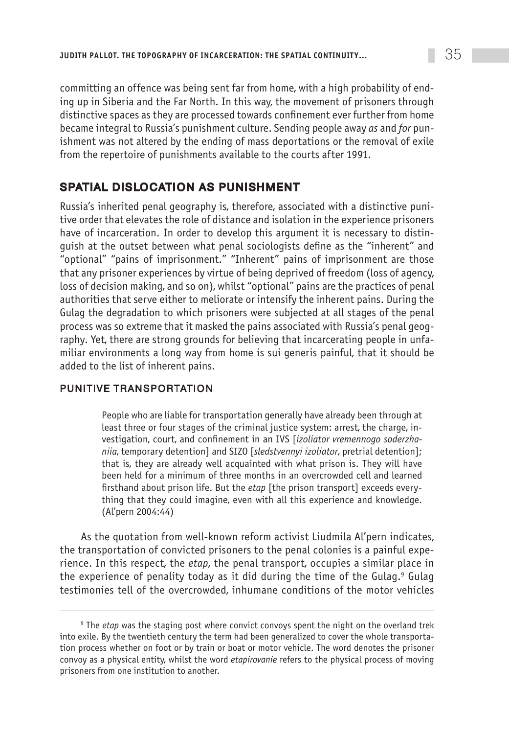committing an offence was being sent far from home, with a high probability of ending up in Siberia and the Far North. In this way, the movement of prisoners through distinctive spaces as they are processed towards confinement ever further from home became integral to Russia's punishment culture. Sending people away *as* and *for* punishment was not altered by the ending of mass deportations or the removal of exile from the repertoire of punishments available to the courts after 1991.

## SPATIAL DISLOCATION AS PUNISHMENT

Russia's inherited penal geography is, therefore, associated with a distinctive punitive order that elevates the role of distance and isolation in the experience prisoners have of incarceration. In order to develop this argument it is necessary to distinguish at the outset between what penal sociologists define as the "inherent" and "optional" "pains of imprisonment." "Inherent" pains of imprisonment are those that any prisoner experiences by virtue of being deprived of freedom (loss of agency, loss of decision making, and so on), whilst "optional" pains are the practices of penal authorities that serve either to meliorate or intensify the inherent pains. During the Gulag the degradation to which prisoners were subjected at all stages of the penal process was so extreme that it masked the pains associated with Russia's penal geography. Yet, there are strong grounds for believing that incarcerating people in unfamiliar environments a long way from home is sui generis painful, that it should be added to the list of inherent pains.

### PUNITIVE TRANSPORTATION

> People who are liable for transportation generally have already been through at least three or four stages of the criminal justice system: arrest, the charge, investigation, court, and confinement in an IVS [*izoliator vremennogo soderzhaniia*, temporary detention] and SIZO [*sledstvennyi izoliator*, pretrial detention]; that is, they are already well acquainted with what prison is. They will have been held for a minimum of three months in an overcrowded cell and learned firsthand about prison life. But the *etap* [the prison transport] exceeds everything that they could imagine, even with all this experience and knowledge. (Al'pern 2004:44)

As the quotation from well-known reform activist Liudmila Al'pern indicates, the transportation of convicted prisoners to the penal colonies is a painful experience. In this respect, the *etap*, the penal transport, occupies a similar place in the experience of penality today as it did during the time of the Gulag.[9] Gulag testimonies tell of the overcrowded, inhumane conditions of the motor vehicles

---

[9] The *etap* was the staging post where convict convoys spent the night on the overland trek into exile. By the twentieth century the term had been generalized to cover the whole transportation process whether on foot or by train or boat or motor vehicle. The word denotes the prisoner convoy as a physical entity, whilst the word *etapirovanie* refers to the physical process of moving prisoners from one institution to another.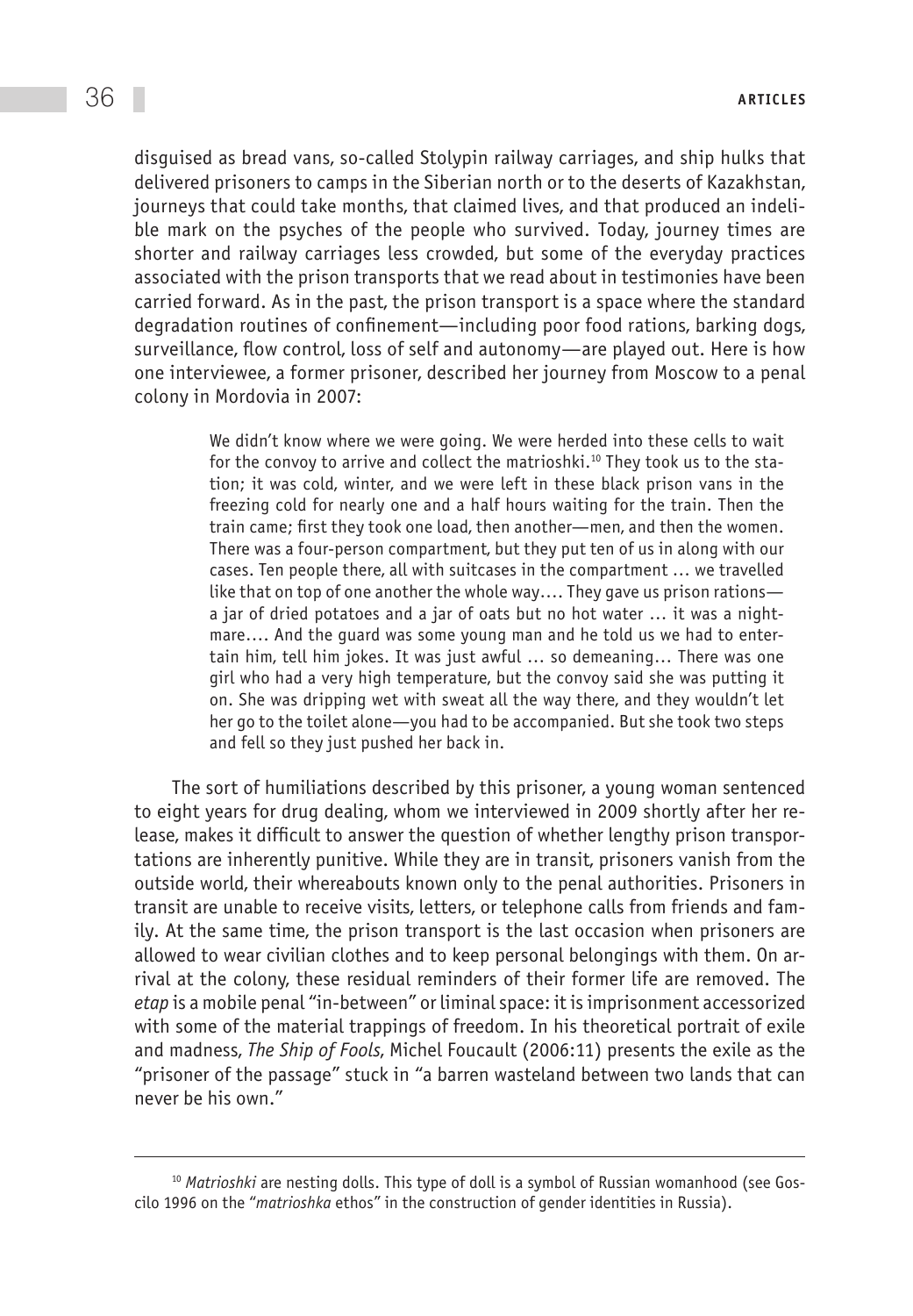disguised as bread vans, so-called Stolypin railway carriages, and ship hulks that delivered prisoners to camps in the Siberian north or to the deserts of Kazakhstan, journeys that could take months, that claimed lives, and that produced an indelible mark on the psyches of the people who survived. Today, journey times are shorter and railway carriages less crowded, but some of the everyday practices associated with the prison transports that we read about in testimonies have been carried forward. As in the past, the prison transport is a space where the standard degradation routines of confinement—including poor food rations, barking dogs, surveillance, flow control, loss of self and autonomy—are played out. Here is how one interviewee, a former prisoner, described her journey from Moscow to a penal colony in Mordovia in 2007:

> We didn't know where we were going. We were herded into these cells to wait for the convoy to arrive and collect the matrioshki.[10] They took us to the station; it was cold, winter, and we were left in these black prison vans in the freezing cold for nearly one and a half hours waiting for the train. Then the train came; first they took one load, then another—men, and then the women. There was a four-person compartment, but they put ten of us in along with our cases. Ten people there, all with suitcases in the compartment … we travelled like that on top of one another the whole way…. They gave us prison rations—a jar of dried potatoes and a jar of oats but no hot water … it was a nightmare…. And the guard was some young man and he told us we had to entertain him, tell him jokes. It was just awful … so demeaning… There was one girl who had a very high temperature, but the convoy said she was putting it on. She was dripping wet with sweat all the way there, and they wouldn't let her go to the toilet alone—you had to be accompanied. But she took two steps and fell so they just pushed her back in.

The sort of humiliations described by this prisoner, a young woman sentenced to eight years for drug dealing, whom we interviewed in 2009 shortly after her release, makes it difficult to answer the question of whether lengthy prison transportations are inherently punitive. While they are in transit, prisoners vanish from the outside world, their whereabouts known only to the penal authorities. Prisoners in transit are unable to receive visits, letters, or telephone calls from friends and family. At the same time, the prison transport is the last occasion when prisoners are allowed to wear civilian clothes and to keep personal belongings with them. On arrival at the colony, these residual reminders of their former life are removed. The *etap* is a mobile penal "in-between" or liminal space: it is imprisonment accessorized with some of the material trappings of freedom. In his theoretical portrait of exile and madness, *The Ship of Fools*, Michel Foucault (2006:11) presents the exile as the "prisoner of the passage" stuck in "a barren wasteland between two lands that can never be his own."

---

[10] *Matrioshki* are nesting dolls. This type of doll is a symbol of Russian womanhood (see Goscilo 1996 on the "*matrioshka* ethos" in the construction of gender identities in Russia).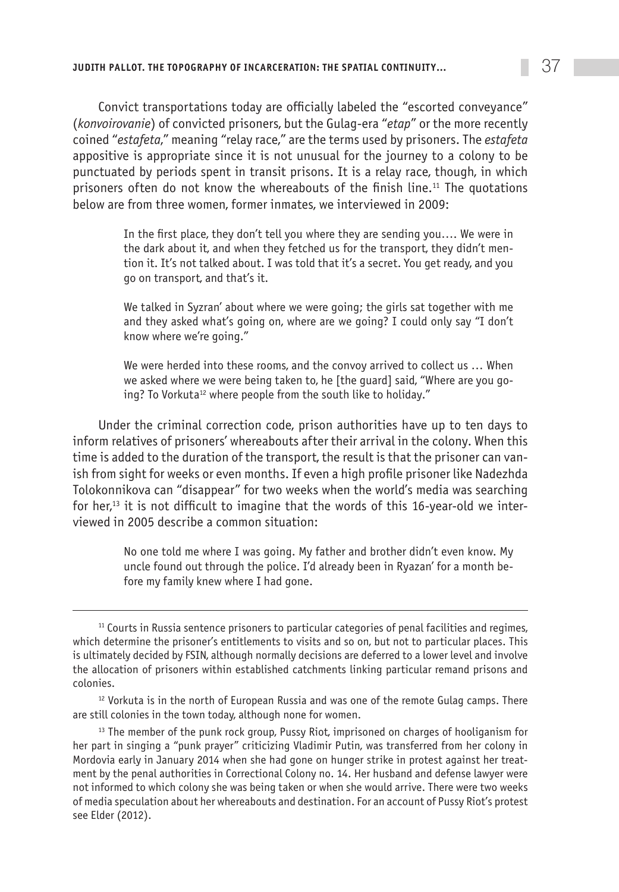Convict transportations today are officially labeled the "escorted conveyance" (*konvoirovanie*) of convicted prisoners, but the Gulag-era "*etap*" or the more recently coined "*estafeta*," meaning "relay race," are the terms used by prisoners. The *estafeta* appositive is appropriate since it is not unusual for the journey to a colony to be punctuated by periods spent in transit prisons. It is a relay race, though, in which prisoners often do not know the whereabouts of the finish line.[11] The quotations below are from three women, former inmates, we interviewed in 2009:

> In the first place, they don't tell you where they are sending you.... We were in the dark about it, and when they fetched us for the transport, they didn't mention it. It's not talked about. I was told that it's a secret. You get ready, and you go on transport, and that's it.
>
> We talked in Syzran' about where we were going; the girls sat together with me and they asked what's going on, where are we going? I could only say "I don't know where we're going."
>
> We were herded into these rooms, and the convoy arrived to collect us ... When we asked where we were being taken to, he [the guard] said, "Where are you going? To Vorkuta[12] where people from the south like to holiday."

Under the criminal correction code, prison authorities have up to ten days to inform relatives of prisoners' whereabouts after their arrival in the colony. When this time is added to the duration of the transport, the result is that the prisoner can vanish from sight for weeks or even months. If even a high profile prisoner like Nadezhda Tolokonnikova can "disappear" for two weeks when the world's media was searching for her,[13] it is not difficult to imagine that the words of this 16-year-old we interviewed in 2005 describe a common situation:

> No one told me where I was going. My father and brother didn't even know. My uncle found out through the police. I'd already been in Ryazan' for a month before my family knew where I had gone.

---

[11] Courts in Russia sentence prisoners to particular categories of penal facilities and regimes, which determine the prisoner's entitlements to visits and so on, but not to particular places. This is ultimately decided by FSIN, although normally decisions are deferred to a lower level and involve the allocation of prisoners within established catchments linking particular remand prisons and colonies.

[12] Vorkuta is in the north of European Russia and was one of the remote Gulag camps. There are still colonies in the town today, although none for women.

[13] The member of the punk rock group, Pussy Riot, imprisoned on charges of hooliganism for her part in singing a "punk prayer" criticizing Vladimir Putin, was transferred from her colony in Mordovia early in January 2014 when she had gone on hunger strike in protest against her treatment by the penal authorities in Correctional Colony no. 14. Her husband and defense lawyer were not informed to which colony she was being taken or when she would arrive. There were two weeks of media speculation about her whereabouts and destination. For an account of Pussy Riot's protest see Elder (2012).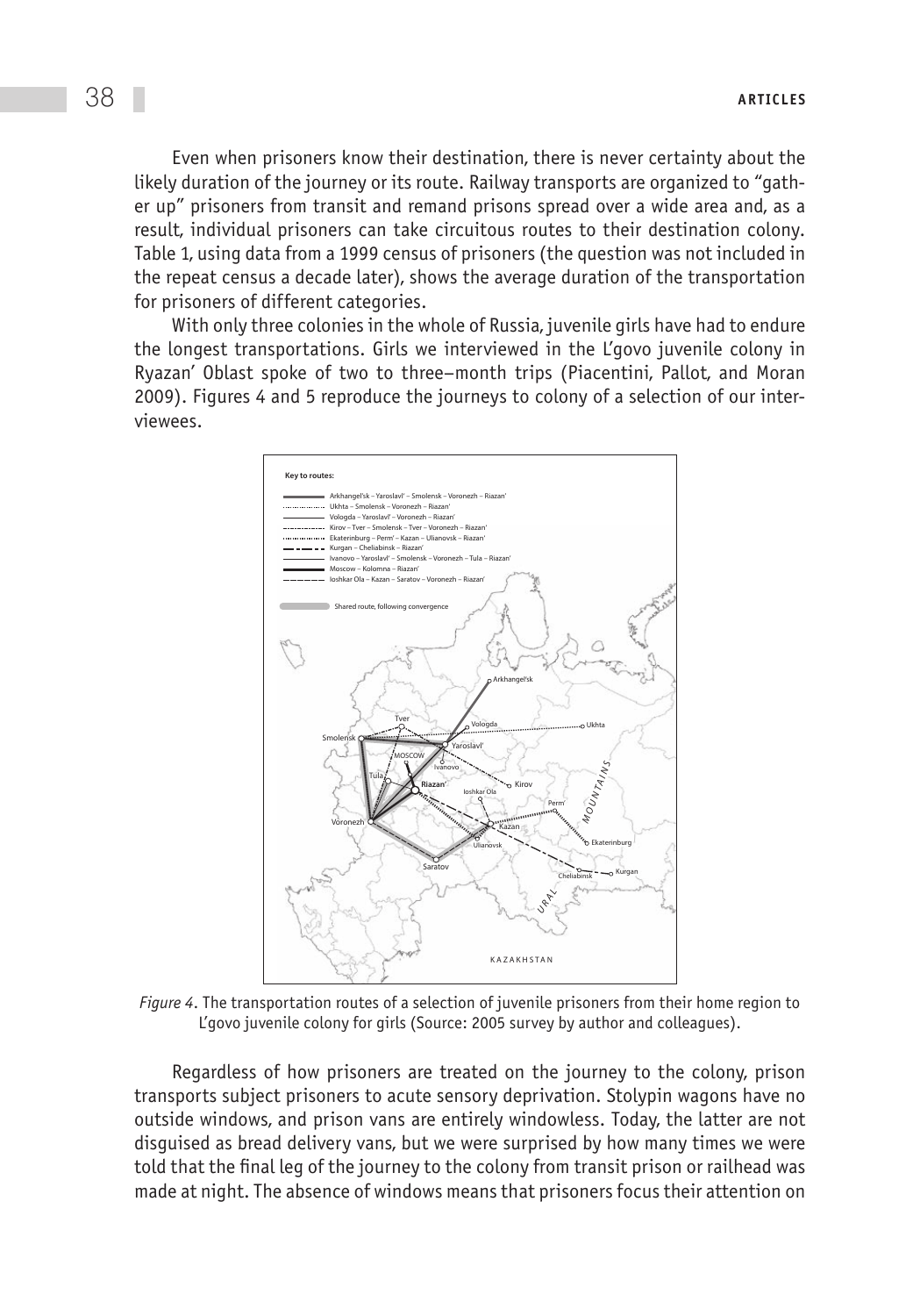Even when prisoners know their destination, there is never certainty about the likely duration of the journey or its route. Railway transports are organized to "gather up" prisoners from transit and remand prisons spread over a wide area and, as a result, individual prisoners can take circuitous routes to their destination colony. Table 1, using data from a 1999 census of prisoners (the question was not included in the repeat census a decade later), shows the average duration of the transportation for prisoners of different categories.

With only three colonies in the whole of Russia, juvenile girls have had to endure the longest transportations. Girls we interviewed in the L'govo juvenile colony in Ryazan' Oblast spoke of two to three–month trips (Piacentini, Pallot, and Moran 2009). Figures 4 and 5 reproduce the journeys to colony of a selection of our interviewees.

*Figure 4*. The transportation routes of a selection of juvenile prisoners from their home region to L'govo juvenile colony for girls (Source: 2005 survey by author and colleagues).

Regardless of how prisoners are treated on the journey to the colony, prison transports subject prisoners to acute sensory deprivation. Stolypin wagons have no outside windows, and prison vans are entirely windowless. Today, the latter are not disguised as bread delivery vans, but we were surprised by how many times we were told that the final leg of the journey to the colony from transit prison or railhead was made at night. The absence of windows means that prisoners focus their attention on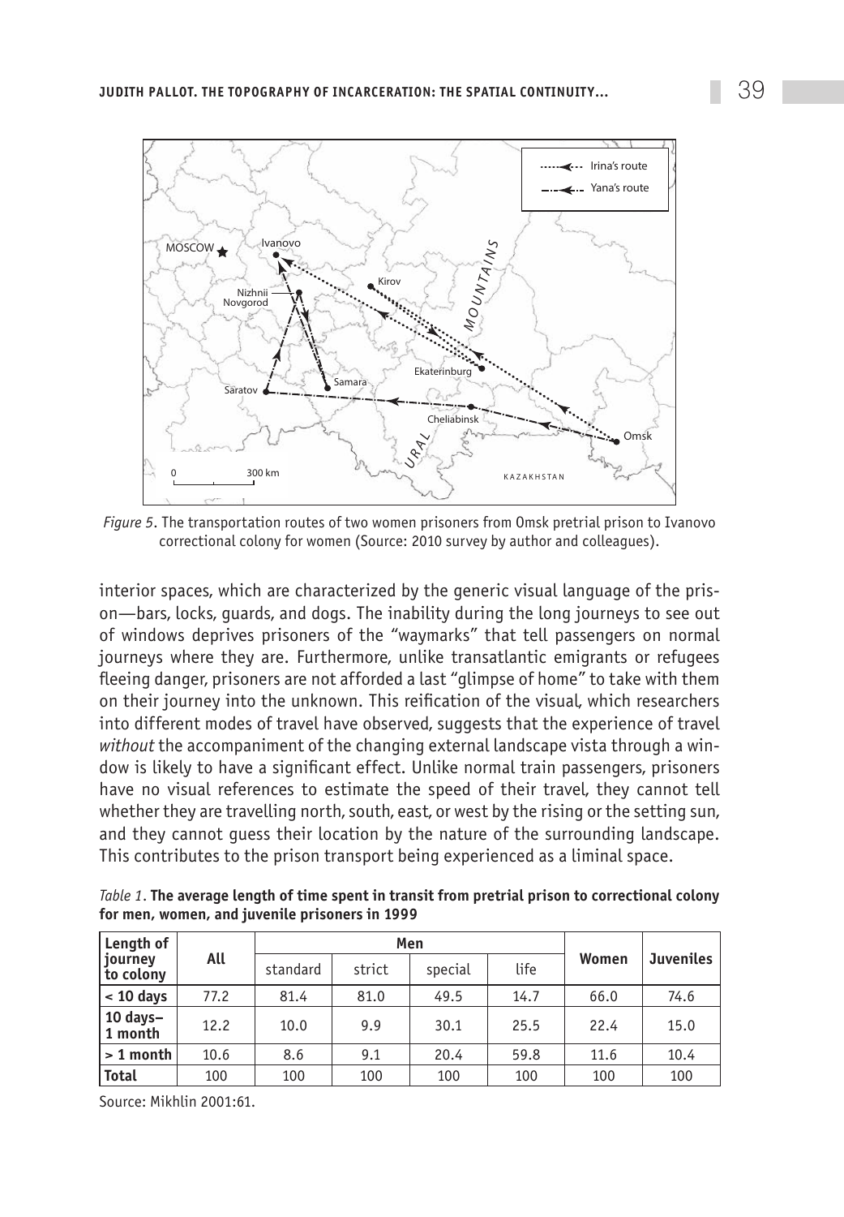*Figure 5*. The transportation routes of two women prisoners from Omsk pretrial prison to Ivanovo correctional colony for women (Source: 2010 survey by author and colleagues).

interior spaces, which are characterized by the generic visual language of the prison—bars, locks, guards, and dogs. The inability during the long journeys to see out of windows deprives prisoners of the "waymarks" that tell passengers on normal journeys where they are. Furthermore, unlike transatlantic emigrants or refugees fleeing danger, prisoners are not afforded a last "glimpse of home" to take with them on their journey into the unknown. This reification of the visual, which researchers into different modes of travel have observed, suggests that the experience of travel *without* the accompaniment of the changing external landscape vista through a window is likely to have a significant effect. Unlike normal train passengers, prisoners have no visual references to estimate the speed of their travel, they cannot tell whether they are travelling north, south, east, or west by the rising or the setting sun, and they cannot guess their location by the nature of the surrounding landscape. This contributes to the prison transport being experienced as a liminal space.

*Table 1*. **The average length of time spent in transit from pretrial prison to correctional colony for men, women, and juvenile prisoners in 1999**

| Length of journey to colony | All | Men | | | | Women | Juveniles |
|---|---|---|---|---|---|---|---|
| | | standard | strict | special | life | | |
| < 10 days | 77.2 | 81.4 | 81.0 | 49.5 | 14.7 | 66.0 | 74.6 |
| 10 days–1 month | 12.2 | 10.0 | 9.9 | 30.1 | 25.5 | 22.4 | 15.0 |
| > 1 month | 10.6 | 8.6 | 9.1 | 20.4 | 59.8 | 11.6 | 10.4 |
| Total | 100 | 100 | 100 | 100 | 100 | 100 | 100 |

Source: Mikhlin 2001:61.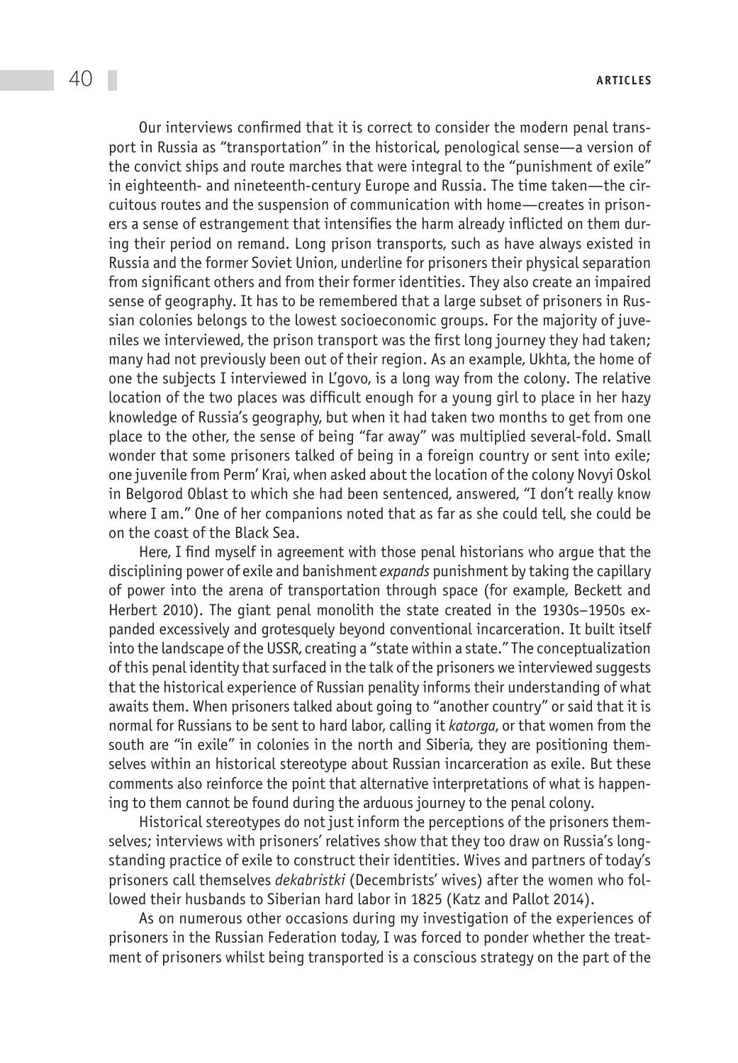Our interviews confirmed that it is correct to consider the modern penal transport in Russia as "transportation" in the historical, penological sense—a version of the convict ships and route marches that were integral to the "punishment of exile" in eighteenth- and nineteenth-century Europe and Russia. The time taken—the circuitous routes and the suspension of communication with home—creates in prisoners a sense of estrangement that intensifies the harm already inflicted on them during their period on remand. Long prison transports, such as have always existed in Russia and the former Soviet Union, underline for prisoners their physical separation from significant others and from their former identities. They also create an impaired sense of geography. It has to be remembered that a large subset of prisoners in Russian colonies belongs to the lowest socioeconomic groups. For the majority of juveniles we interviewed, the prison transport was the first long journey they had taken; many had not previously been out of their region. As an example, Ukhta, the home of one the subjects I interviewed in L'govo, is a long way from the colony. The relative location of the two places was difficult enough for a young girl to place in her hazy knowledge of Russia's geography, but when it had taken two months to get from one place to the other, the sense of being "far away" was multiplied several-fold. Small wonder that some prisoners talked of being in a foreign country or sent into exile; one juvenile from Perm' Krai, when asked about the location of the colony Novyi Oskol in Belgorod Oblast to which she had been sentenced, answered, "I don't really know where I am." One of her companions noted that as far as she could tell, she could be on the coast of the Black Sea.

Here, I find myself in agreement with those penal historians who argue that the disciplining power of exile and banishment *expands* punishment by taking the capillary of power into the arena of transportation through space (for example, Beckett and Herbert 2010). The giant penal monolith the state created in the 1930s–1950s expanded excessively and grotesquely beyond conventional incarceration. It built itself into the landscape of the USSR, creating a "state within a state." The conceptualization of this penal identity that surfaced in the talk of the prisoners we interviewed suggests that the historical experience of Russian penality informs their understanding of what awaits them. When prisoners talked about going to "another country" or said that it is normal for Russians to be sent to hard labor, calling it *katorga*, or that women from the south are "in exile" in colonies in the north and Siberia, they are positioning themselves within an historical stereotype about Russian incarceration as exile. But these comments also reinforce the point that alternative interpretations of what is happening to them cannot be found during the arduous journey to the penal colony.

Historical stereotypes do not just inform the perceptions of the prisoners themselves; interviews with prisoners' relatives show that they too draw on Russia's longstanding practice of exile to construct their identities. Wives and partners of today's prisoners call themselves *dekabristki* (Decembrists' wives) after the women who followed their husbands to Siberian hard labor in 1825 (Katz and Pallot 2014).

As on numerous other occasions during my investigation of the experiences of prisoners in the Russian Federation today, I was forced to ponder whether the treatment of prisoners whilst being transported is a conscious strategy on the part of the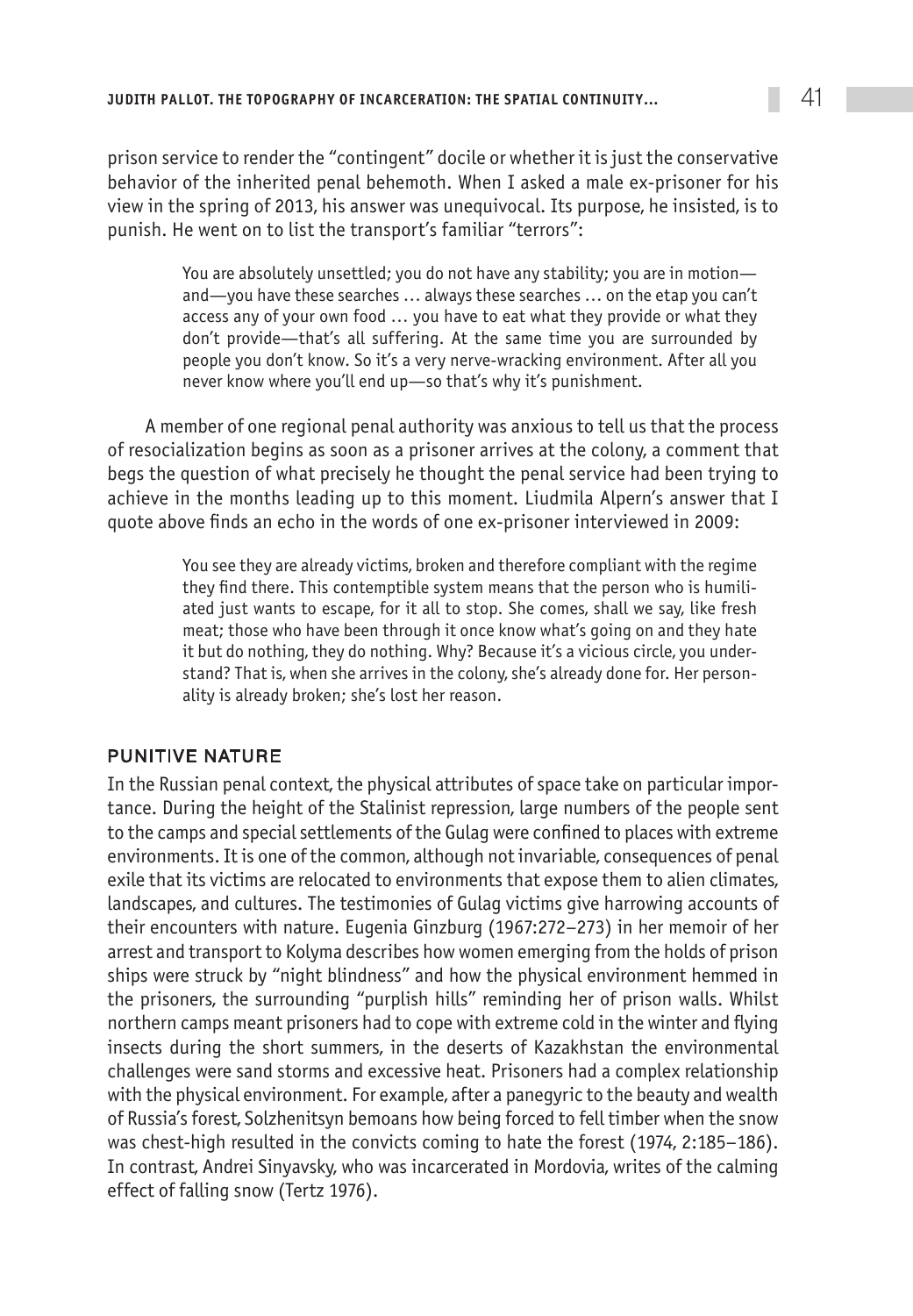prison service to render the "contingent" docile or whether it is just the conservative behavior of the inherited penal behemoth. When I asked a male ex-prisoner for his view in the spring of 2013, his answer was unequivocal. Its purpose, he insisted, is to punish. He went on to list the transport's familiar "terrors":

> You are absolutely unsettled; you do not have any stability; you are in motion—and—you have these searches … always these searches … on the etap you can't access any of your own food … you have to eat what they provide or what they don't provide—that's all suffering. At the same time you are surrounded by people you don't know. So it's a very nerve-wracking environment. After all you never know where you'll end up—so that's why it's punishment.

A member of one regional penal authority was anxious to tell us that the process of resocialization begins as soon as a prisoner arrives at the colony, a comment that begs the question of what precisely he thought the penal service had been trying to achieve in the months leading up to this moment. Liudmila Alpern's answer that I quote above finds an echo in the words of one ex-prisoner interviewed in 2009:

> You see they are already victims, broken and therefore compliant with the regime they find there. This contemptible system means that the person who is humiliated just wants to escape, for it all to stop. She comes, shall we say, like fresh meat; those who have been through it once know what's going on and they hate it but do nothing, they do nothing. Why? Because it's a vicious circle, you understand? That is, when she arrives in the colony, she's already done for. Her personality is already broken; she's lost her reason.

## PUNITIVE NATURE

In the Russian penal context, the physical attributes of space take on particular importance. During the height of the Stalinist repression, large numbers of the people sent to the camps and special settlements of the Gulag were confined to places with extreme environments. It is one of the common, although not invariable, consequences of penal exile that its victims are relocated to environments that expose them to alien climates, landscapes, and cultures. The testimonies of Gulag victims give harrowing accounts of their encounters with nature. Eugenia Ginzburg (1967:272–273) in her memoir of her arrest and transport to Kolyma describes how women emerging from the holds of prison ships were struck by "night blindness" and how the physical environment hemmed in the prisoners, the surrounding "purplish hills" reminding her of prison walls. Whilst northern camps meant prisoners had to cope with extreme cold in the winter and flying insects during the short summers, in the deserts of Kazakhstan the environmental challenges were sand storms and excessive heat. Prisoners had a complex relationship with the physical environment. For example, after a panegyric to the beauty and wealth of Russia's forest, Solzhenitsyn bemoans how being forced to fell timber when the snow was chest-high resulted in the convicts coming to hate the forest (1974, 2:185–186). In contrast, Andrei Sinyavsky, who was incarcerated in Mordovia, writes of the calming effect of falling snow (Tertz 1976).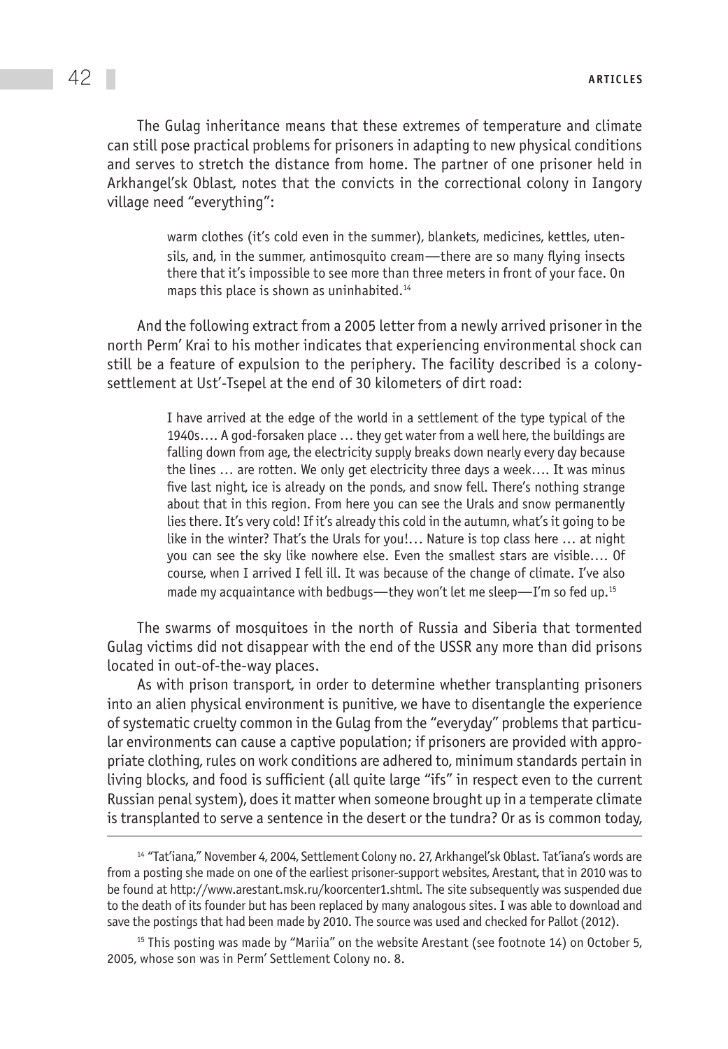The Gulag inheritance means that these extremes of temperature and climate can still pose practical problems for prisoners in adapting to new physical conditions and serves to stretch the distance from home. The partner of one prisoner held in Arkhangel'sk Oblast, notes that the convicts in the correctional colony in Iangory village need "everything":

> warm clothes (it's cold even in the summer), blankets, medicines, kettles, utensils, and, in the summer, antimosquito cream—there are so many flying insects there that it's impossible to see more than three meters in front of your face. On maps this place is shown as uninhabited.[14]

And the following extract from a 2005 letter from a newly arrived prisoner in the north Perm' Krai to his mother indicates that experiencing environmental shock can still be a feature of expulsion to the periphery. The facility described is a colony-settlement at Ust'-Tsepel at the end of 30 kilometers of dirt road:

> I have arrived at the edge of the world in a settlement of the type typical of the 1940s.... A god-forsaken place ... they get water from a well here, the buildings are falling down from age, the electricity supply breaks down nearly every day because the lines ... are rotten. We only get electricity three days a week.... It was minus five last night, ice is already on the ponds, and snow fell. There's nothing strange about that in this region. From here you can see the Urals and snow permanently lies there. It's very cold! If it's already this cold in the autumn, what's it going to be like in the winter? That's the Urals for you!... Nature is top class here ... at night you can see the sky like nowhere else. Even the smallest stars are visible.... Of course, when I arrived I fell ill. It was because of the change of climate. I've also made my acquaintance with bedbugs—they won't let me sleep—I'm so fed up.[15]

The swarms of mosquitoes in the north of Russia and Siberia that tormented Gulag victims did not disappear with the end of the USSR any more than did prisons located in out-of-the-way places.

As with prison transport, in order to determine whether transplanting prisoners into an alien physical environment is punitive, we have to disentangle the experience of systematic cruelty common in the Gulag from the "everyday" problems that particular environments can cause a captive population; if prisoners are provided with appropriate clothing, rules on work conditions are adhered to, minimum standards pertain in living blocks, and food is sufficient (all quite large "ifs" in respect even to the current Russian penal system), does it matter when someone brought up in a temperate climate is transplanted to serve a sentence in the desert or the tundra? Or as is common today,

---

[14] "Tat'iana," November 4, 2004, Settlement Colony no. 27, Arkhangel'sk Oblast. Tat'iana's words are from a posting she made on one of the earliest prisoner-support websites, Arestant, that in 2010 was to be found at http://www.arestant.msk.ru/koorcenter1.shtml. The site subsequently was suspended due to the death of its founder but has been replaced by many analogous sites. I was able to download and save the postings that had been made by 2010. The source was used and checked for Pallot (2012).

[15] This posting was made by "Mariia" on the website Arestant (see footnote 14) on October 5, 2005, whose son was in Perm' Settlement Colony no. 8.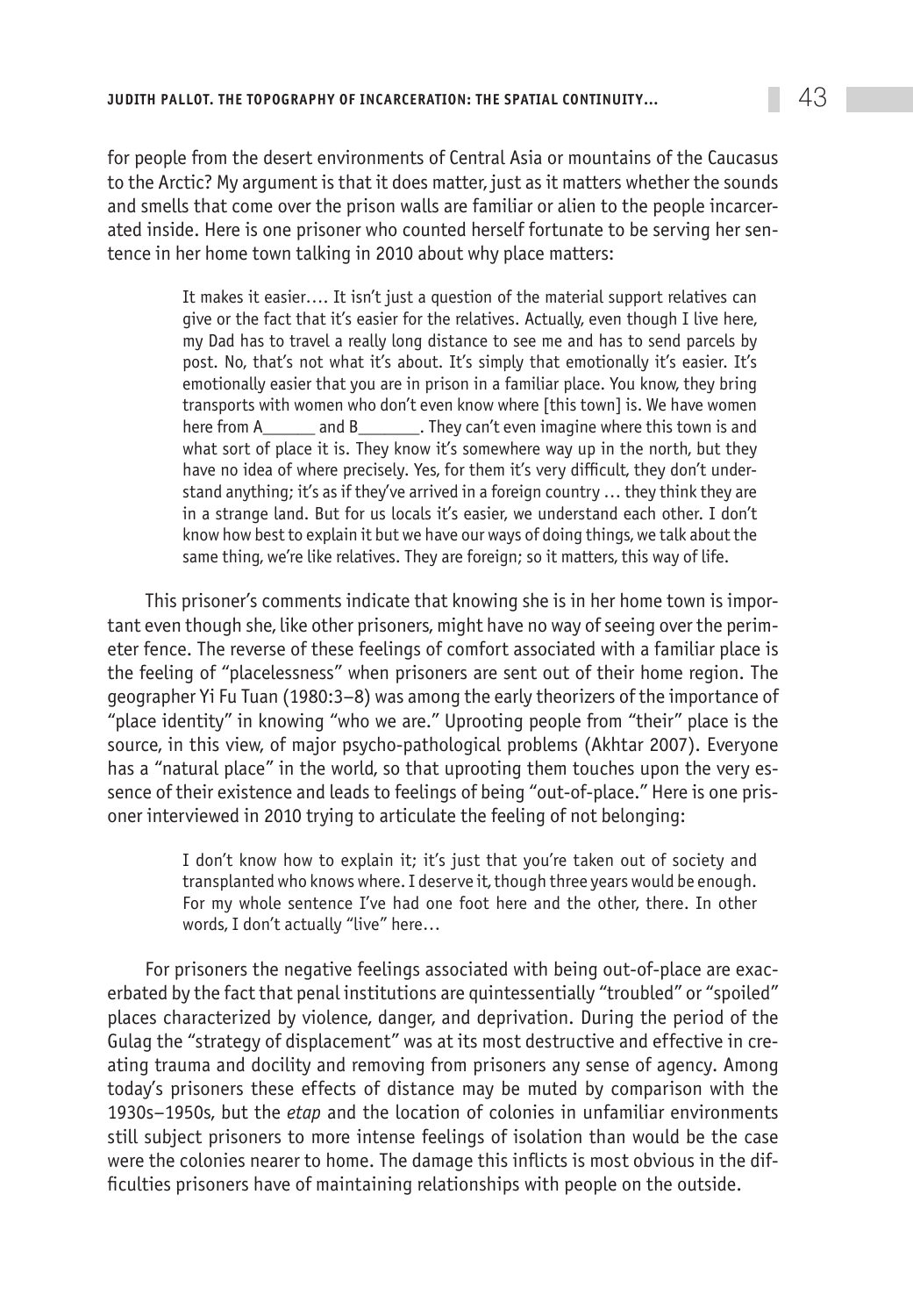for people from the desert environments of Central Asia or mountains of the Caucasus to the Arctic? My argument is that it does matter, just as it matters whether the sounds and smells that come over the prison walls are familiar or alien to the people incarcerated inside. Here is one prisoner who counted herself fortunate to be serving her sentence in her home town talking in 2010 about why place matters:

> It makes it easier.... It isn't just a question of the material support relatives can give or the fact that it's easier for the relatives. Actually, even though I live here, my Dad has to travel a really long distance to see me and has to send parcels by post. No, that's not what it's about. It's simply that emotionally it's easier. It's emotionally easier that you are in prison in a familiar place. You know, they bring transports with women who don't even know where [this town] is. We have women here from A______ and B_______. They can't even imagine where this town is and what sort of place it is. They know it's somewhere way up in the north, but they have no idea of where precisely. Yes, for them it's very difficult, they don't understand anything; it's as if they've arrived in a foreign country ... they think they are in a strange land. But for us locals it's easier, we understand each other. I don't know how best to explain it but we have our ways of doing things, we talk about the same thing, we're like relatives. They are foreign; so it matters, this way of life.

This prisoner's comments indicate that knowing she is in her home town is important even though she, like other prisoners, might have no way of seeing over the perimeter fence. The reverse of these feelings of comfort associated with a familiar place is the feeling of "placelessness" when prisoners are sent out of their home region. The geographer Yi Fu Tuan (1980:3–8) was among the early theorizers of the importance of "place identity" in knowing "who we are." Uprooting people from "their" place is the source, in this view, of major psycho-pathological problems (Akhtar 2007). Everyone has a "natural place" in the world, so that uprooting them touches upon the very essence of their existence and leads to feelings of being "out-of-place." Here is one prisoner interviewed in 2010 trying to articulate the feeling of not belonging:

> I don't know how to explain it; it's just that you're taken out of society and transplanted who knows where. I deserve it, though three years would be enough. For my whole sentence I've had one foot here and the other, there. In other words, I don't actually "live" here...

For prisoners the negative feelings associated with being out-of-place are exacerbated by the fact that penal institutions are quintessentially "troubled" or "spoiled" places characterized by violence, danger, and deprivation. During the period of the Gulag the "strategy of displacement" was at its most destructive and effective in creating trauma and docility and removing from prisoners any sense of agency. Among today's prisoners these effects of distance may be muted by comparison with the 1930s–1950s, but the *etap* and the location of colonies in unfamiliar environments still subject prisoners to more intense feelings of isolation than would be the case were the colonies nearer to home. The damage this inflicts is most obvious in the difficulties prisoners have of maintaining relationships with people on the outside.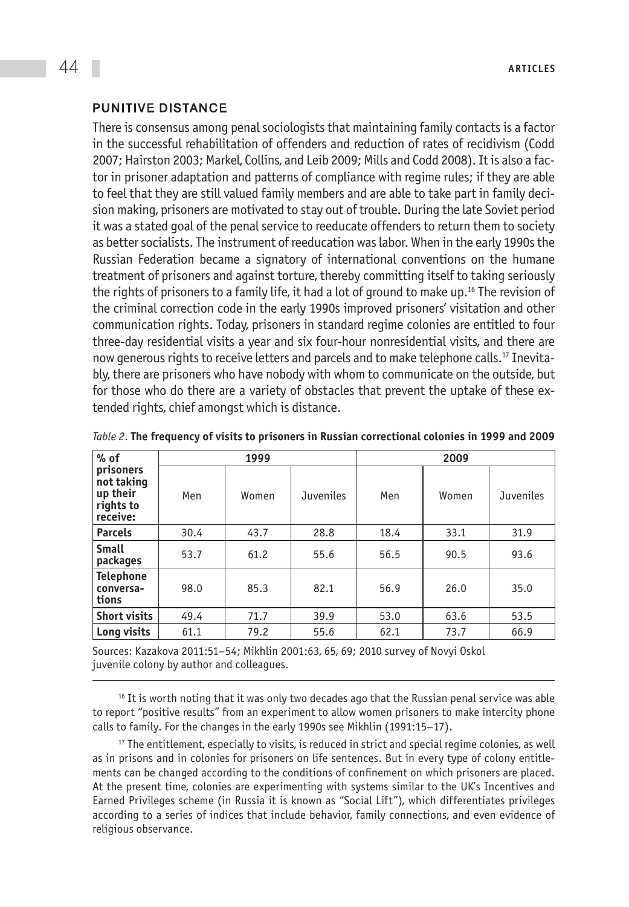## PUNITIVE DISTANCE

There is consensus among penal sociologists that maintaining family contacts is a factor in the successful rehabilitation of offenders and reduction of rates of recidivism (Codd 2007; Hairston 2003; Markel, Collins, and Leib 2009; Mills and Codd 2008). It is also a factor in prisoner adaptation and patterns of compliance with regime rules; if they are able to feel that they are still valued family members and are able to take part in family decision making, prisoners are motivated to stay out of trouble. During the late Soviet period it was a stated goal of the penal service to reeducate offenders to return them to society as better socialists. The instrument of reeducation was labor. When in the early 1990s the Russian Federation became a signatory of international conventions on the humane treatment of prisoners and against torture, thereby committing itself to taking seriously the rights of prisoners to a family life, it had a lot of ground to make up.[16] The revision of the criminal correction code in the early 1990s improved prisoners' visitation and other communication rights. Today, prisoners in standard regime colonies are entitled to four three-day residential visits a year and six four-hour nonresidential visits, and there are now generous rights to receive letters and parcels and to make telephone calls.[17] Inevitably, there are prisoners who have nobody with whom to communicate on the outside, but for those who do there are a variety of obstacles that prevent the uptake of these extended rights, chief amongst which is distance.

*Table 2*. **The frequency of visits to prisoners in Russian correctional colonies in 1999 and 2009**

| % of prisoners not taking up their rights to receive: | 1999 | | | 2009 | | |
|---|---|---|---|---|---|---|
| | Men | Women | Juveniles | Men | Women | Juveniles |
| **Parcels** | 30.4 | 43.7 | 28.8 | 18.4 | 33.1 | 31.9 |
| **Small packages** | 53.7 | 61.2 | 55.6 | 56.5 | 90.5 | 93.6 |
| **Telephone conversations** | 98.0 | 85.3 | 82.1 | 56.9 | 26.0 | 35.0 |
| **Short visits** | 49.4 | 71.7 | 39.9 | 53.0 | 63.6 | 53.5 |
| **Long visits** | 61.1 | 79.2 | 55.6 | 62.1 | 73.7 | 66.9 |

Sources: Kazakova 2011:51–54; Mikhlin 2001:63, 65, 69; 2010 survey of Novyi Oskol juvenile colony by author and colleagues.

[16] It is worth noting that it was only two decades ago that the Russian penal service was able to report "positive results" from an experiment to allow women prisoners to make intercity phone calls to family. For the changes in the early 1990s see Mikhlin (1991:15–17).

[17] The entitlement, especially to visits, is reduced in strict and special regime colonies, as well as in prisons and in colonies for prisoners on life sentences. But in every type of colony entitlements can be changed according to the conditions of confinement on which prisoners are placed. At the present time, colonies are experimenting with systems similar to the UK's Incentives and Earned Privileges scheme (in Russia it is known as "Social Lift"), which differentiates privileges according to a series of indices that include behavior, family connections, and even evidence of religious observance.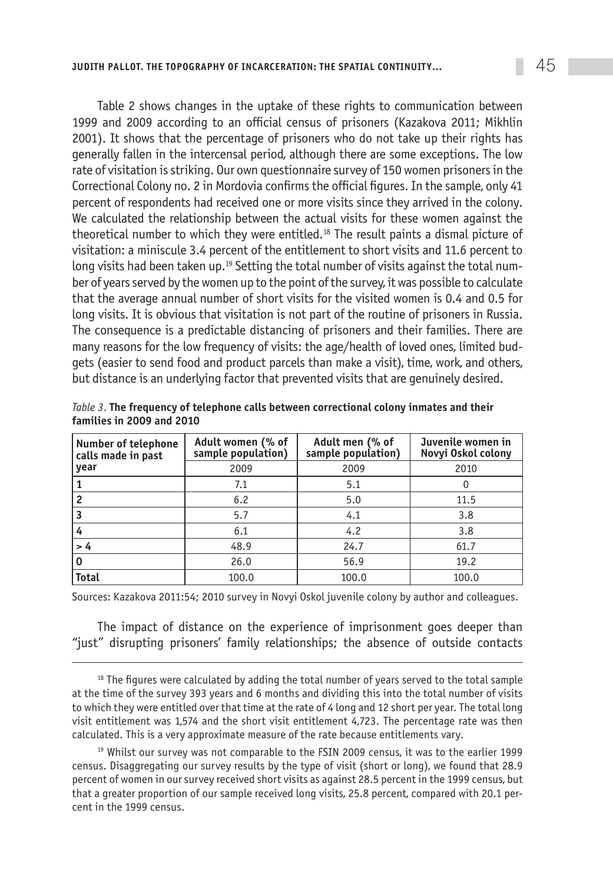Table 2 shows changes in the uptake of these rights to communication between 1999 and 2009 according to an official census of prisoners (Kazakova 2011; Mikhlin 2001). It shows that the percentage of prisoners who do not take up their rights has generally fallen in the intercensal period, although there are some exceptions. The low rate of visitation is striking. Our own questionnaire survey of 150 women prisoners in the Correctional Colony no. 2 in Mordovia confirms the official figures. In the sample, only 41 percent of respondents had received one or more visits since they arrived in the colony. We calculated the relationship between the actual visits for these women against the theoretical number to which they were entitled.[18] The result paints a dismal picture of visitation: a miniscule 3.4 percent of the entitlement to short visits and 11.6 percent to long visits had been taken up.[19] Setting the total number of visits against the total number of years served by the women up to the point of the survey, it was possible to calculate that the average annual number of short visits for the visited women is 0.4 and 0.5 for long visits. It is obvious that visitation is not part of the routine of prisoners in Russia. The consequence is a predictable distancing of prisoners and their families. There are many reasons for the low frequency of visits: the age/health of loved ones, limited budgets (easier to send food and product parcels than make a visit), time, work, and others, but distance is an underlying factor that prevented visits that are genuinely desired.

*Table 3*. **The frequency of telephone calls between correctional colony inmates and their families in 2009 and 2010**

| Number of telephone calls made in past year | Adult women (% of sample population) | Adult men (% of sample population) | Juvenile women in Novyi Oskol colony |
|---|---|---|---|
| | 2009 | 2009 | 2010 |
| 1 | 7.1 | 5.1 | 0 |
| 2 | 6.2 | 5.0 | 11.5 |
| 3 | 5.7 | 4.1 | 3.8 |
| 4 | 6.1 | 4.2 | 3.8 |
| > 4 | 48.9 | 24.7 | 61.7 |
| 0 | 26.0 | 56.9 | 19.2 |
| **Total** | 100.0 | 100.0 | 100.0 |

Sources: Kazakova 2011:54; 2010 survey in Novyi Oskol juvenile colony by author and colleagues.

The impact of distance on the experience of imprisonment goes deeper than "just" disrupting prisoners' family relationships; the absence of outside contacts

[18] The figures were calculated by adding the total number of years served to the total sample at the time of the survey 393 years and 6 months and dividing this into the total number of visits to which they were entitled over that time at the rate of 4 long and 12 short per year. The total long visit entitlement was 1,574 and the short visit entitlement 4,723. The percentage rate was then calculated. This is a very approximate measure of the rate because entitlements vary.

[19] Whilst our survey was not comparable to the FSIN 2009 census, it was to the earlier 1999 census. Disaggregating our survey results by the type of visit (short or long), we found that 28.9 percent of women in our survey received short visits as against 28.5 percent in the 1999 census, but that a greater proportion of our sample received long visits, 25.8 percent, compared with 20.1 percent in the 1999 census.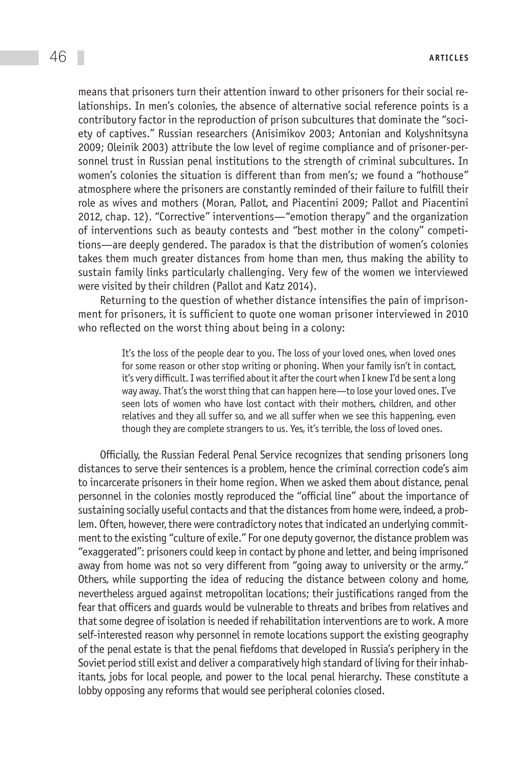means that prisoners turn their attention inward to other prisoners for their social relationships. In men's colonies, the absence of alternative social reference points is a contributory factor in the reproduction of prison subcultures that dominate the "society of captives." Russian researchers (Anisimikov 2003; Antonian and Kolyshnitsyna 2009; Oleinik 2003) attribute the low level of regime compliance and of prisoner-personnel trust in Russian penal institutions to the strength of criminal subcultures. In women's colonies the situation is different than from men's; we found a "hothouse" atmosphere where the prisoners are constantly reminded of their failure to fulfill their role as wives and mothers (Moran, Pallot, and Piacentini 2009; Pallot and Piacentini 2012, chap. 12). "Corrective" interventions—"emotion therapy" and the organization of interventions such as beauty contests and "best mother in the colony" competitions—are deeply gendered. The paradox is that the distribution of women's colonies takes them much greater distances from home than men, thus making the ability to sustain family links particularly challenging. Very few of the women we interviewed were visited by their children (Pallot and Katz 2014).

Returning to the question of whether distance intensifies the pain of imprisonment for prisoners, it is sufficient to quote one woman prisoner interviewed in 2010 who reflected on the worst thing about being in a colony:

> It's the loss of the people dear to you. The loss of your loved ones, when loved ones for some reason or other stop writing or phoning. When your family isn't in contact, it's very difficult. I was terrified about it after the court when I knew I'd be sent a long way away. That's the worst thing that can happen here—to lose your loved ones. I've seen lots of women who have lost contact with their mothers, children, and other relatives and they all suffer so, and we all suffer when we see this happening, even though they are complete strangers to us. Yes, it's terrible, the loss of loved ones.

Officially, the Russian Federal Penal Service recognizes that sending prisoners long distances to serve their sentences is a problem, hence the criminal correction code's aim to incarcerate prisoners in their home region. When we asked them about distance, penal personnel in the colonies mostly reproduced the "official line" about the importance of sustaining socially useful contacts and that the distances from home were, indeed, a problem. Often, however, there were contradictory notes that indicated an underlying commitment to the existing "culture of exile." For one deputy governor, the distance problem was "exaggerated": prisoners could keep in contact by phone and letter, and being imprisoned away from home was not so very different from "going away to university or the army." Others, while supporting the idea of reducing the distance between colony and home, nevertheless argued against metropolitan locations; their justifications ranged from the fear that officers and guards would be vulnerable to threats and bribes from relatives and that some degree of isolation is needed if rehabilitation interventions are to work. A more self-interested reason why personnel in remote locations support the existing geography of the penal estate is that the penal fiefdoms that developed in Russia's periphery in the Soviet period still exist and deliver a comparatively high standard of living for their inhabitants, jobs for local people, and power to the local penal hierarchy. These constitute a lobby opposing any reforms that would see peripheral colonies closed.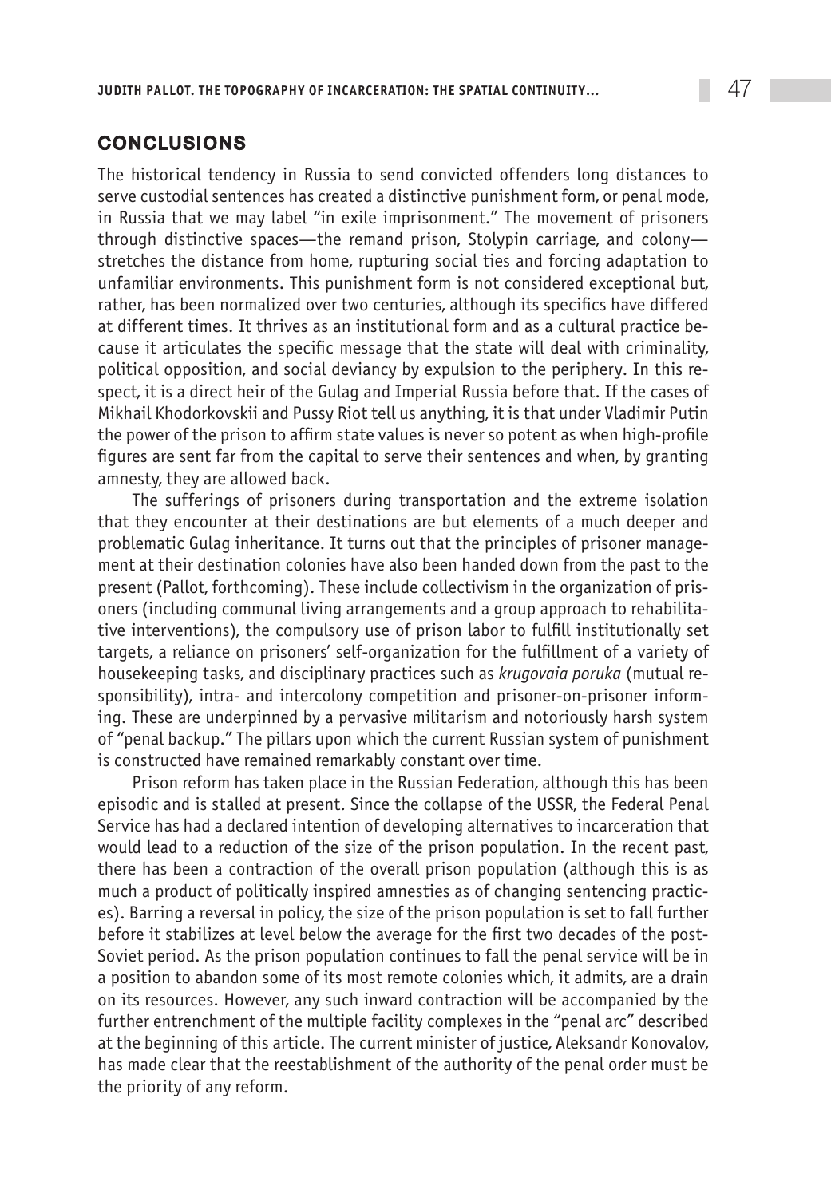## CONCLUSIONS

The historical tendency in Russia to send convicted offenders long distances to serve custodial sentences has created a distinctive punishment form, or penal mode, in Russia that we may label "in exile imprisonment." The movement of prisoners through distinctive spaces—the remand prison, Stolypin carriage, and colony—stretches the distance from home, rupturing social ties and forcing adaptation to unfamiliar environments. This punishment form is not considered exceptional but, rather, has been normalized over two centuries, although its specifics have differed at different times. It thrives as an institutional form and as a cultural practice because it articulates the specific message that the state will deal with criminality, political opposition, and social deviancy by expulsion to the periphery. In this respect, it is a direct heir of the Gulag and Imperial Russia before that. If the cases of Mikhail Khodorkovskii and Pussy Riot tell us anything, it is that under Vladimir Putin the power of the prison to affirm state values is never so potent as when high-profile figures are sent far from the capital to serve their sentences and when, by granting amnesty, they are allowed back.

The sufferings of prisoners during transportation and the extreme isolation that they encounter at their destinations are but elements of a much deeper and problematic Gulag inheritance. It turns out that the principles of prisoner management at their destination colonies have also been handed down from the past to the present (Pallot, forthcoming). These include collectivism in the organization of prisoners (including communal living arrangements and a group approach to rehabilitative interventions), the compulsory use of prison labor to fulfill institutionally set targets, a reliance on prisoners' self-organization for the fulfillment of a variety of housekeeping tasks, and disciplinary practices such as *krugovaia poruka* (mutual responsibility), intra- and intercolony competition and prisoner-on-prisoner informing. These are underpinned by a pervasive militarism and notoriously harsh system of "penal backup." The pillars upon which the current Russian system of punishment is constructed have remained remarkably constant over time.

Prison reform has taken place in the Russian Federation, although this has been episodic and is stalled at present. Since the collapse of the USSR, the Federal Penal Service has had a declared intention of developing alternatives to incarceration that would lead to a reduction of the size of the prison population. In the recent past, there has been a contraction of the overall prison population (although this is as much a product of politically inspired amnesties as of changing sentencing practices). Barring a reversal in policy, the size of the prison population is set to fall further before it stabilizes at level below the average for the first two decades of the post-Soviet period. As the prison population continues to fall the penal service will be in a position to abandon some of its most remote colonies which, it admits, are a drain on its resources. However, any such inward contraction will be accompanied by the further entrenchment of the multiple facility complexes in the "penal arc" described at the beginning of this article. The current minister of justice, Aleksandr Konovalov, has made clear that the reestablishment of the authority of the penal order must be the priority of any reform.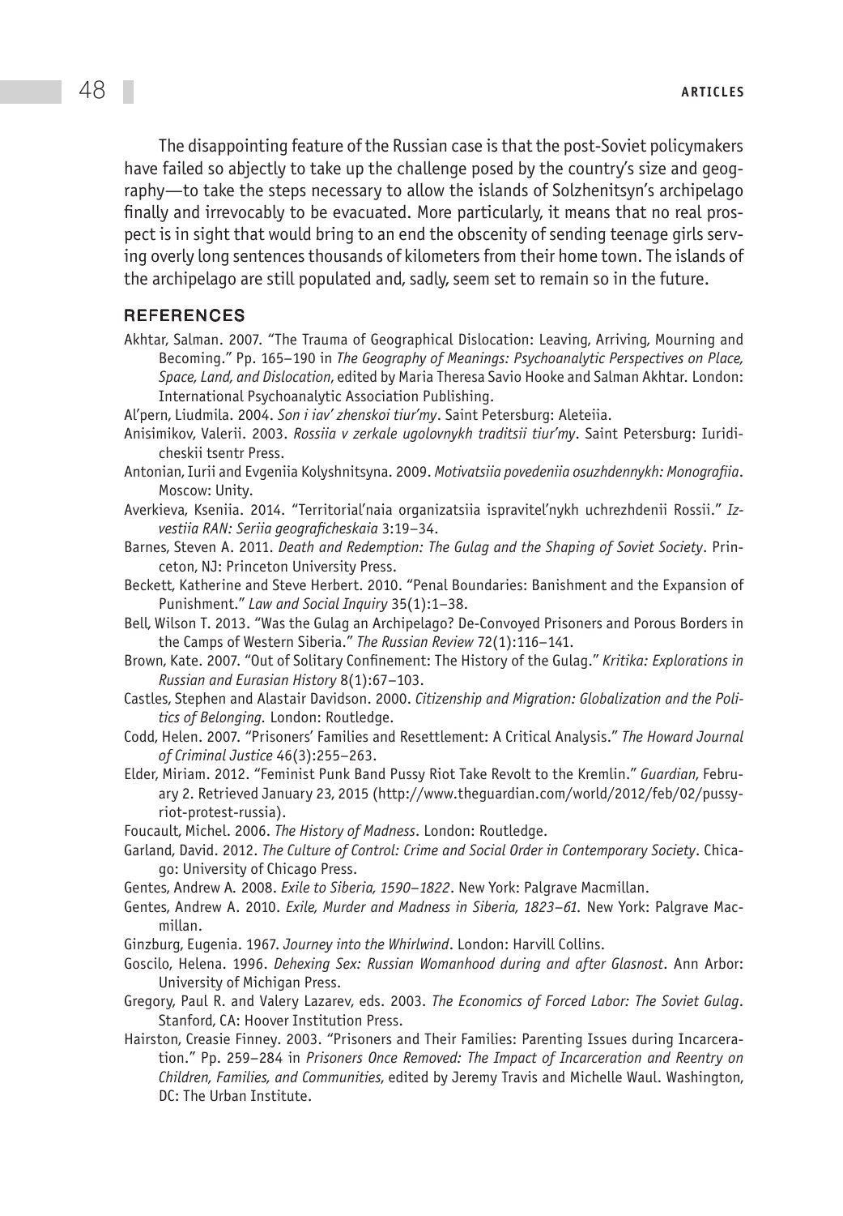The disappointing feature of the Russian case is that the post-Soviet policymakers have failed so abjectly to take up the challenge posed by the country's size and geography—to take the steps necessary to allow the islands of Solzhenitsyn's archipelago finally and irrevocably to be evacuated. More particularly, it means that no real prospect is in sight that would bring to an end the obscenity of sending teenage girls serving overly long sentences thousands of kilometers from their home town. The islands of the archipelago are still populated and, sadly, seem set to remain so in the future.

## REFERENCES

Akhtar, Salman. 2007. "The Trauma of Geographical Dislocation: Leaving, Arriving, Mourning and Becoming." Pp. 165–190 in *The Geography of Meanings: Psychoanalytic Perspectives on Place, Space, Land, and Dislocation*, edited by Maria Theresa Savio Hooke and Salman Akhtar. London: International Psychoanalytic Association Publishing.

Al'pern, Liudmila. 2004. *Son i iav' zhenskoi tiur'my*. Saint Petersburg: Aleteiia.

Anisimikov, Valerii. 2003. *Rossiia v zerkale ugolovnykh traditsii tiur'my*. Saint Petersburg: Iuridicheskii tsentr Press.

Antonian, Iurii and Evgeniia Kolyshnitsyna. 2009. *Motivatsiia povedeniia osuzhdennykh: Monografiia*. Moscow: Unity.

Averkieva, Kseniia. 2014. "Territorial'naia organizatsiia ispravitel'nykh uchrezhdenii Rossii." *Izvestiia RAN: Seriia geograficheskaia* 3:19–34.

Barnes, Steven A. 2011. *Death and Redemption: The Gulag and the Shaping of Soviet Society*. Princeton, NJ: Princeton University Press.

Beckett, Katherine and Steve Herbert. 2010. "Penal Boundaries: Banishment and the Expansion of Punishment." *Law and Social Inquiry* 35(1):1–38.

Bell, Wilson T. 2013. "Was the Gulag an Archipelago? De-Convoyed Prisoners and Porous Borders in the Camps of Western Siberia." *The Russian Review* 72(1):116–141.

Brown, Kate. 2007. "Out of Solitary Confinement: The History of the Gulag." *Kritika: Explorations in Russian and Eurasian History* 8(1):67–103.

Castles, Stephen and Alastair Davidson. 2000. *Citizenship and Migration: Globalization and the Politics of Belonging.* London: Routledge.

Codd, Helen. 2007. "Prisoners' Families and Resettlement: A Critical Analysis." *The Howard Journal of Criminal Justice* 46(3):255–263.

Elder, Miriam. 2012. "Feminist Punk Band Pussy Riot Take Revolt to the Kremlin." *Guardian*, February 2. Retrieved January 23, 2015 (http://www.theguardian.com/world/2012/feb/02/pussy-riot-protest-russia).

Foucault, Michel. 2006. *The History of Madness*. London: Routledge.

Garland, David. 2012. *The Culture of Control: Crime and Social Order in Contemporary Society*. Chicago: University of Chicago Press.

Gentes, Andrew A. 2008. *Exile to Siberia, 1590–1822*. New York: Palgrave Macmillan.

Gentes, Andrew A. 2010. *Exile, Murder and Madness in Siberia, 1823–61.* New York: Palgrave Macmillan.

Ginzburg, Eugenia. 1967. *Journey into the Whirlwind*. London: Harvill Collins.

Goscilo, Helena. 1996. *Dehexing Sex: Russian Womanhood during and after Glasnost*. Ann Arbor: University of Michigan Press.

Gregory, Paul R. and Valery Lazarev, eds. 2003. *The Economics of Forced Labor: The Soviet Gulag*. Stanford, CA: Hoover Institution Press.

Hairston, Creasie Finney. 2003. "Prisoners and Their Families: Parenting Issues during Incarceration." Pp. 259–284 in *Prisoners Once Removed: The Impact of Incarceration and Reentry on Children, Families, and Communities*, edited by Jeremy Travis and Michelle Waul. Washington, DC: The Urban Institute.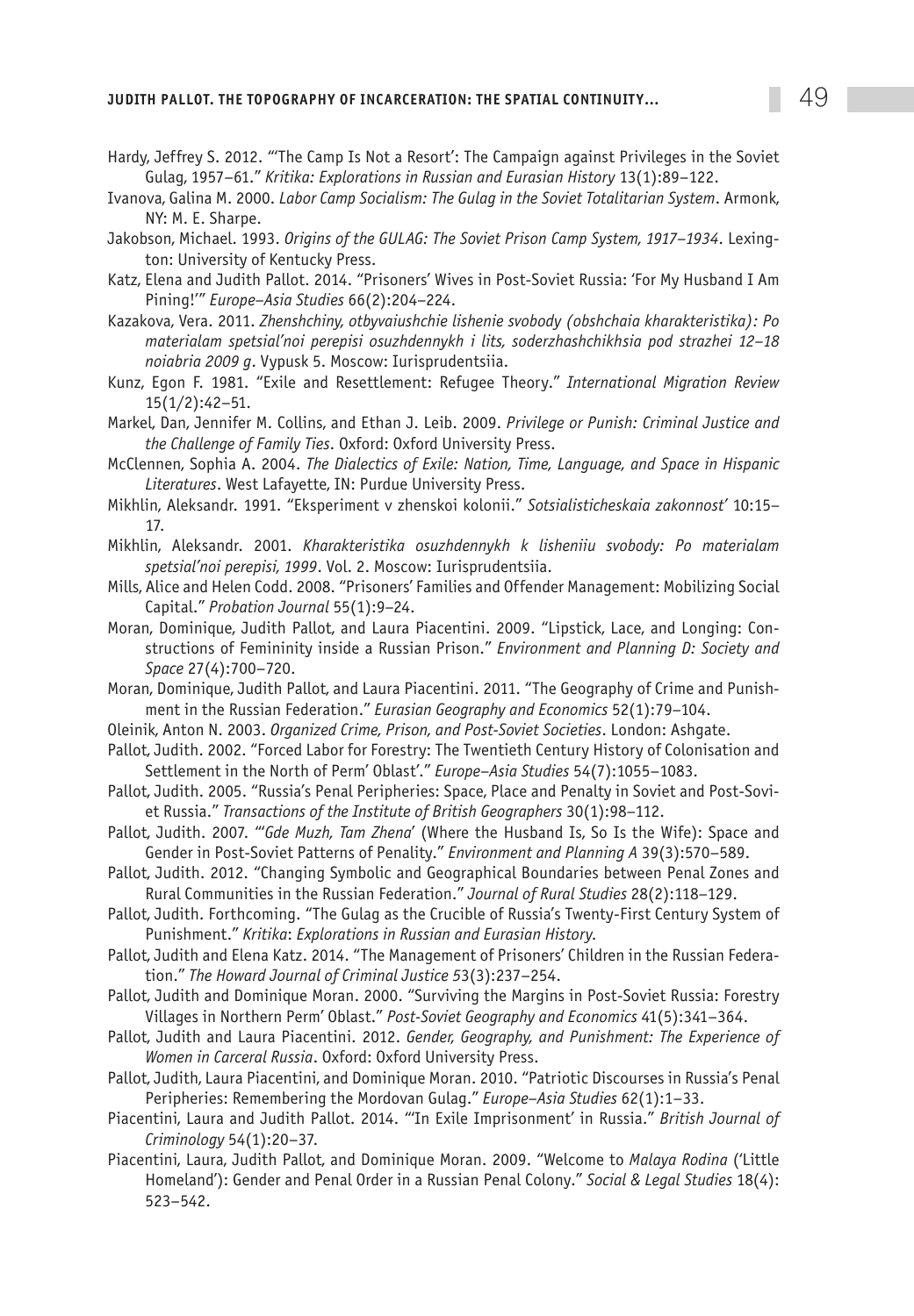Hardy, Jeffrey S. 2012. "'The Camp Is Not a Resort': The Campaign against Privileges in the Soviet Gulag, 1957–61." *Kritika: Explorations in Russian and Eurasian History* 13(1):89–122.

Ivanova, Galina M. 2000. *Labor Camp Socialism: The Gulag in the Soviet Totalitarian System*. Armonk, NY: M. E. Sharpe.

Jakobson, Michael. 1993. *Origins of the GULAG: The Soviet Prison Camp System, 1917–1934*. Lexington: University of Kentucky Press.

Katz, Elena and Judith Pallot. 2014. "Prisoners' Wives in Post-Soviet Russia: 'For My Husband I Am Pining!'" *Europe–Asia Studies* 66(2):204–224.

Kazakova, Vera. 2011. *Zhenshchiny, otbyvaiushchie lishenie svobody (obshchaia kharakteristika): Po materialam spetsial'noi perepisi osuzhdennykh i lits, soderzhashchikhsia pod strazhei 12–18 noiabria 2009 g*. Vypusk 5. Moscow: Iurisprudentsiia.

Kunz, Egon F. 1981. "Exile and Resettlement: Refugee Theory." *International Migration Review* 15(1/2):42–51.

Markel, Dan, Jennifer M. Collins, and Ethan J. Leib. 2009. *Privilege or Punish: Criminal Justice and the Challenge of Family Ties*. Oxford: Oxford University Press.

McClennen, Sophia A. 2004. *The Dialectics of Exile: Nation, Time, Language, and Space in Hispanic Literatures*. West Lafayette, IN: Purdue University Press.

Mikhlin, Aleksandr. 1991. "Eksperiment v zhenskoi kolonii." *Sotsialisticheskaia zakonnost'* 10:15–17.

Mikhlin, Aleksandr. 2001. *Kharakteristika osuzhdennykh k lisheniiu svobody: Po materialam spetsial'noi perepisi, 1999*. Vol. 2. Moscow: Iurisprudentsiia.

Mills, Alice and Helen Codd. 2008. "Prisoners' Families and Offender Management: Mobilizing Social Capital." *Probation Journal* 55(1):9–24.

Moran, Dominique, Judith Pallot, and Laura Piacentini. 2009. "Lipstick, Lace, and Longing: Constructions of Femininity inside a Russian Prison." *Environment and Planning D: Society and Space* 27(4):700–720.

Moran, Dominique, Judith Pallot, and Laura Piacentini. 2011. "The Geography of Crime and Punishment in the Russian Federation." *Eurasian Geography and Economics* 52(1):79–104.

Oleinik, Anton N. 2003. *Organized Crime, Prison, and Post-Soviet Societies*. London: Ashgate.

Pallot, Judith. 2002. "Forced Labor for Forestry: The Twentieth Century History of Colonisation and Settlement in the North of Perm' Oblast'." *Europe–Asia Studies* 54(7):1055–1083.

Pallot, Judith. 2005. "Russia's Penal Peripheries: Space, Place and Penalty in Soviet and Post-Soviet Russia." *Transactions of the Institute of British Geographers* 30(1):98–112.

Pallot, Judith. 2007. "'*Gde Muzh, Tam Zhena*' (Where the Husband Is, So Is the Wife): Space and Gender in Post-Soviet Patterns of Penality." *Environment and Planning A* 39(3):570–589.

Pallot, Judith. 2012. "Changing Symbolic and Geographical Boundaries between Penal Zones and Rural Communities in the Russian Federation." *Journal of Rural Studies* 28(2):118–129.

Pallot, Judith. Forthcoming. "The Gulag as the Crucible of Russia's Twenty-First Century System of Punishment." *Kritika*: *Explorations in Russian and Eurasian History*.

Pallot, Judith and Elena Katz. 2014. "The Management of Prisoners' Children in the Russian Federation." *The Howard Journal of Criminal Justice* 53(3):237–254.

Pallot, Judith and Dominique Moran. 2000. "Surviving the Margins in Post-Soviet Russia: Forestry Villages in Northern Perm' Oblast." *Post-Soviet Geography and Economics* 41(5):341–364.

Pallot, Judith and Laura Piacentini. 2012. *Gender, Geography, and Punishment: The Experience of Women in Carceral Russia*. Oxford: Oxford University Press.

Pallot, Judith, Laura Piacentini, and Dominique Moran. 2010. "Patriotic Discourses in Russia's Penal Peripheries: Remembering the Mordovan Gulag." *Europe–Asia Studies* 62(1):1–33.

Piacentini, Laura and Judith Pallot. 2014. "'In Exile Imprisonment' in Russia." *British Journal of Criminology* 54(1):20–37.

Piacentini, Laura, Judith Pallot, and Dominique Moran. 2009. "Welcome to *Malaya Rodina* ('Little Homeland'): Gender and Penal Order in a Russian Penal Colony." *Social & Legal Studies* 18(4): 523–542.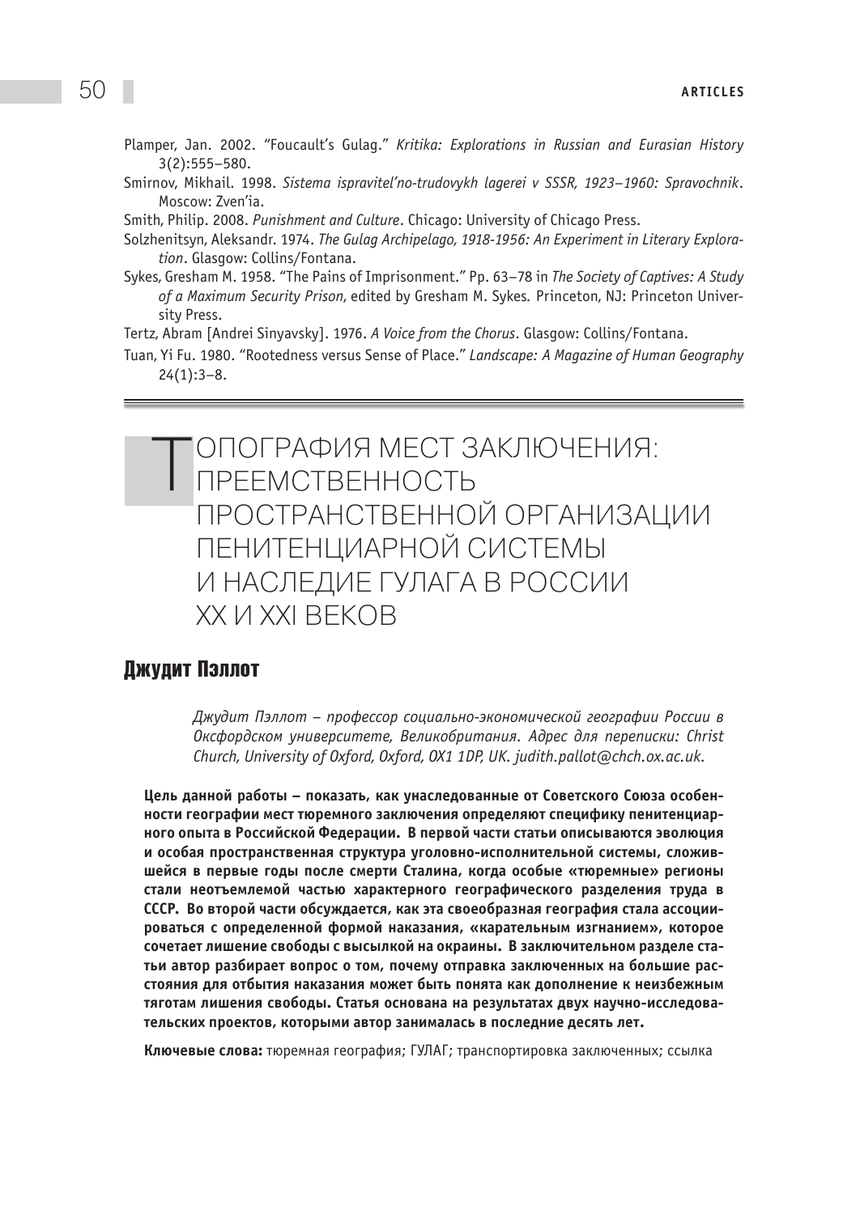Plamper, Jan. 2002. "Foucault's Gulag." *Kritika: Explorations in Russian and Eurasian History* 3(2):555–580.

Smirnov, Mikhail. 1998. *Sistema ispravitel'no-trudovykh lagerei v SSSR, 1923–1960: Spravochnik*. Moscow: Zven'ia.

Smith, Philip. 2008. *Punishment and Culture*. Chicago: University of Chicago Press.

Solzhenitsyn, Aleksandr. 1974. *The Gulag Archipelago, 1918-1956: An Experiment in Literary Exploration*. Glasgow: Collins/Fontana.

Sykes, Gresham M. 1958. "The Pains of Imprisonment." Pp. 63–78 in *The Society of Captives: A Study of a Maximum Security Prison*, edited by Gresham M. Sykes. Princeton, NJ: Princeton University Press.

Tertz, Abram [Andrei Sinyavsky]. 1976. *A Voice from the Chorus*. Glasgow: Collins/Fontana.

Tuan, Yi Fu. 1980. "Rootedness versus Sense of Place." *Landscape: A Magazine of Human Geography* 24(1):3–8.

# ТОПОГРАФИЯ МЕСТ ЗАКЛЮЧЕНИЯ: ПРЕЕМСТВЕННОСТЬ ПРОСТРАНСТВЕННОЙ ОРГАНИЗАЦИИ ПЕНИТЕНЦИАРНОЙ СИСТЕМЫ И НАСЛЕДИЕ ГУЛАГА В РОССИИ XX И XXI ВЕКОВ

## Джудит Пэллот

*Джудит Пэллот – профессор социально-экономической географии России в Оксфордском университете, Великобритания. Адрес для переписки: Christ Church, University of Oxford, Oxford, OX1 1DP, UK. judith.pallot@chch.ox.ac.uk.*

**Цель данной работы – показать, как унаследованные от Советского Союза особенности географии мест тюремного заключения определяют специфику пенитенциарного опыта в Российской Федерации. В первой части статьи описываются эволюция и особая пространственная структура уголовно-исполнительной системы, сложившейся в первые годы после смерти Сталина, когда особые «тюремные» регионы стали неотъемлемой частью характерного географического разделения труда в СССР. Во второй части обсуждается, как эта своеобразная география стала ассоциироваться с определенной формой наказания, «карательным изгнанием», которое сочетает лишение свободы с высылкой на окраины. В заключительном разделе статьи автор разбирает вопрос о том, почему отправка заключенных на большие расстояния для отбытия наказания может быть понята как дополнение к неизбежным тяготам лишения свободы. Статья основана на результатах двух научно-исследовательских проектов, которыми автор занималась в последние десять лет.**

**Ключевые слова:** тюремная география; ГУЛАГ; транспортировка заключенных; ссылка